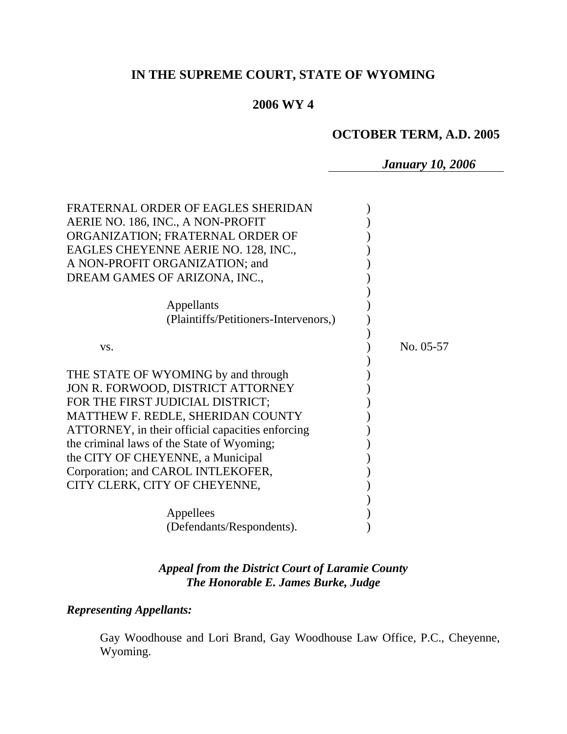# IN THE SUPREME COURT, STATE OF WYOMING

## 2006 WY 4

### OCTOBER TERM, A.D. 2005

*January 10, 2006*

FRATERNAL ORDER OF EAGLES SHERIDAN AERIE NO. 186, INC., A NON-PROFIT ORGANIZATION; FRATERNAL ORDER OF EAGLES CHEYENNE AERIE NO. 128, INC., A NON-PROFIT ORGANIZATION; and DREAM GAMES OF ARIZONA, INC.,

Appellants
(Plaintiffs/Petitioners-Intervenors,)

vs. No. 05-57

THE STATE OF WYOMING by and through JON R. FORWOOD, DISTRICT ATTORNEY FOR THE FIRST JUDICIAL DISTRICT; MATTHEW F. REDLE, SHERIDAN COUNTY ATTORNEY, in their official capacities enforcing the criminal laws of the State of Wyoming; the CITY OF CHEYENNE, a Municipal Corporation; and CAROL INTLEKOFER, CITY CLERK, CITY OF CHEYENNE,

Appellees
(Defendants/Respondents).

*Appeal from the District Court of Laramie County*
*The Honorable E. James Burke, Judge*

***Representing Appellants:***

Gay Woodhouse and Lori Brand, Gay Woodhouse Law Office, P.C., Cheyenne, Wyoming.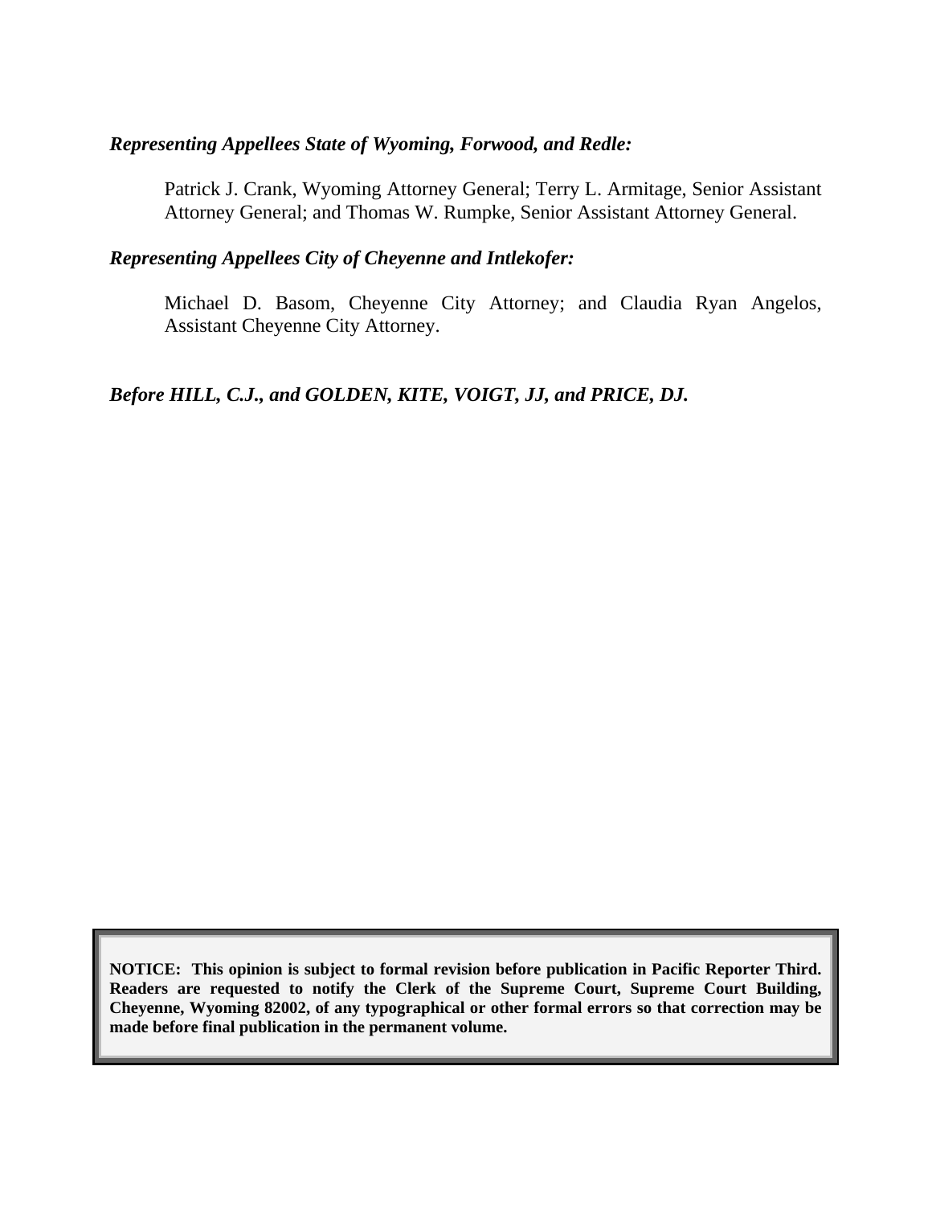*Representing Appellees State of Wyoming, Forwood, and Redle:*

Patrick J. Crank, Wyoming Attorney General; Terry L. Armitage, Senior Assistant Attorney General; and Thomas W. Rumpke, Senior Assistant Attorney General.

*Representing Appellees City of Cheyenne and Intlekofer:*

Michael D. Basom, Cheyenne City Attorney; and Claudia Ryan Angelos, Assistant Cheyenne City Attorney.

***Before HILL, C.J., and GOLDEN, KITE, VOIGT, JJ, and PRICE, DJ.***

**NOTICE: This opinion is subject to formal revision before publication in Pacific Reporter Third. Readers are requested to notify the Clerk of the Supreme Court, Supreme Court Building, Cheyenne, Wyoming 82002, of any typographical or other formal errors so that correction may be made before final publication in the permanent volume.**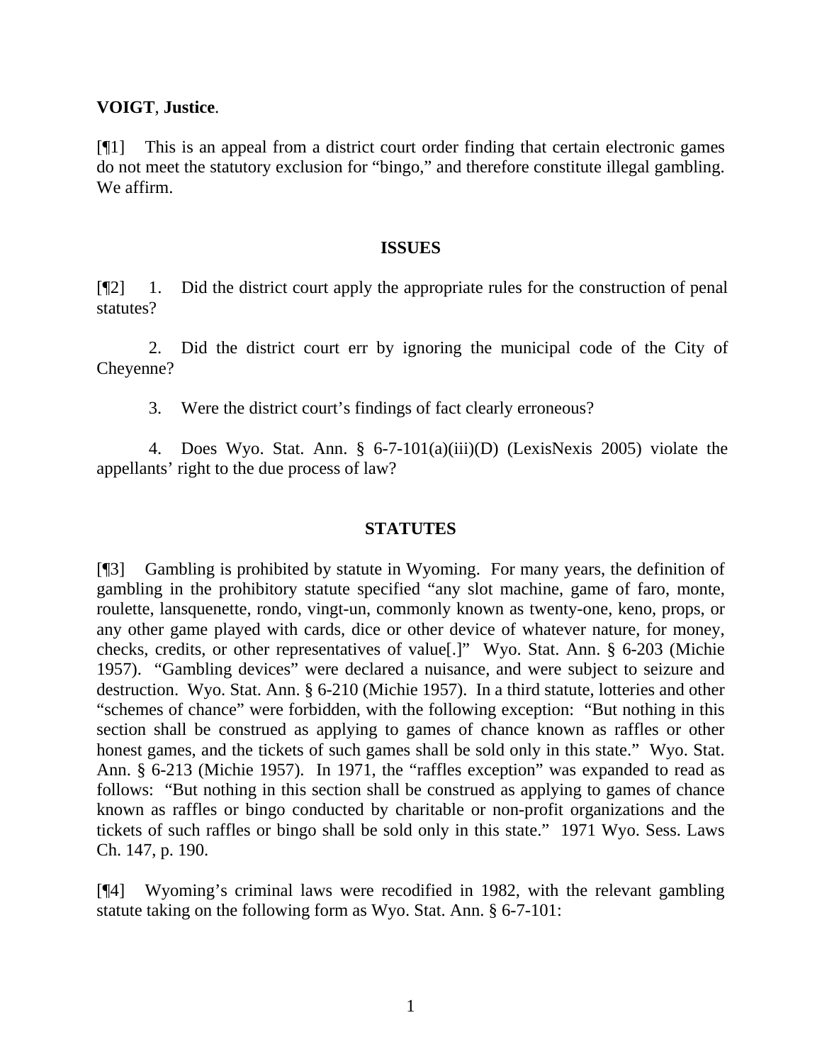**VOIGT**, **Justice**.

[¶1] This is an appeal from a district court order finding that certain electronic games do not meet the statutory exclusion for "bingo," and therefore constitute illegal gambling. We affirm.

## ISSUES

[¶2] 1. Did the district court apply the appropriate rules for the construction of penal statutes?

2. Did the district court err by ignoring the municipal code of the City of Cheyenne?

3. Were the district court's findings of fact clearly erroneous?

4. Does Wyo. Stat. Ann. § 6-7-101(a)(iii)(D) (LexisNexis 2005) violate the appellants' right to the due process of law?

## STATUTES

[¶3] Gambling is prohibited by statute in Wyoming. For many years, the definition of gambling in the prohibitory statute specified "any slot machine, game of faro, monte, roulette, lansquenette, rondo, vingt-un, commonly known as twenty-one, keno, props, or any other game played with cards, dice or other device of whatever nature, for money, checks, credits, or other representatives of value[.]" Wyo. Stat. Ann. § 6-203 (Michie 1957). "Gambling devices" were declared a nuisance, and were subject to seizure and destruction. Wyo. Stat. Ann. § 6-210 (Michie 1957). In a third statute, lotteries and other "schemes of chance" were forbidden, with the following exception: "But nothing in this section shall be construed as applying to games of chance known as raffles or other honest games, and the tickets of such games shall be sold only in this state." Wyo. Stat. Ann. § 6-213 (Michie 1957). In 1971, the "raffles exception" was expanded to read as follows: "But nothing in this section shall be construed as applying to games of chance known as raffles or bingo conducted by charitable or non-profit organizations and the tickets of such raffles or bingo shall be sold only in this state." 1971 Wyo. Sess. Laws Ch. 147, p. 190.

[¶4] Wyoming's criminal laws were recodified in 1982, with the relevant gambling statute taking on the following form as Wyo. Stat. Ann. § 6-7-101: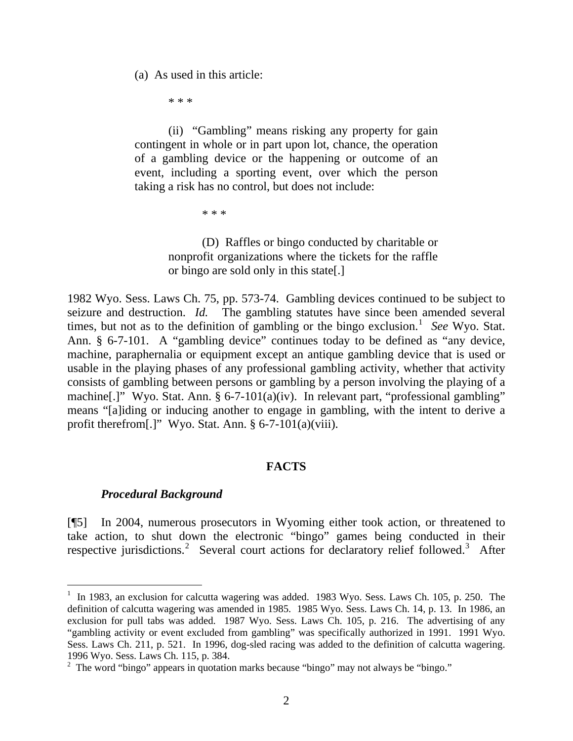(a) As used in this article:

> \* \* \*
>
> (ii) "Gambling" means risking any property for gain contingent in whole or in part upon lot, chance, the operation of a gambling device or the happening or outcome of an event, including a sporting event, over which the person taking a risk has no control, but does not include:
>
> > \* \* \*
> >
> > (D) Raffles or bingo conducted by charitable or nonprofit organizations where the tickets for the raffle or bingo are sold only in this state[.]

1982 Wyo. Sess. Laws Ch. 75, pp. 573-74. Gambling devices continued to be subject to seizure and destruction. *Id.* The gambling statutes have since been amended several times, but not as to the definition of gambling or the bingo exclusion.[1] *See* Wyo. Stat. Ann. § 6-7-101. A "gambling device" continues today to be defined as "any device, machine, paraphernalia or equipment except an antique gambling device that is used or usable in the playing phases of any professional gambling activity, whether that activity consists of gambling between persons or gambling by a person involving the playing of a machine[.]" Wyo. Stat. Ann. § 6-7-101(a)(iv). In relevant part, "professional gambling" means "[a]iding or inducing another to engage in gambling, with the intent to derive a profit therefrom[.]" Wyo. Stat. Ann. § 6-7-101(a)(viii).

## FACTS

### *Procedural Background*

[¶5] In 2004, numerous prosecutors in Wyoming either took action, or threatened to take action, to shut down the electronic "bingo" games being conducted in their respective jurisdictions.[2] Several court actions for declaratory relief followed.[3] After

---

[1] In 1983, an exclusion for calcutta wagering was added. 1983 Wyo. Sess. Laws Ch. 105, p. 250. The definition of calcutta wagering was amended in 1985. 1985 Wyo. Sess. Laws Ch. 14, p. 13. In 1986, an exclusion for pull tabs was added. 1987 Wyo. Sess. Laws Ch. 105, p. 216. The advertising of any "gambling activity or event excluded from gambling" was specifically authorized in 1991. 1991 Wyo. Sess. Laws Ch. 211, p. 521. In 1996, dog-sled racing was added to the definition of calcutta wagering. 1996 Wyo. Sess. Laws Ch. 115, p. 384.

[2] The word "bingo" appears in quotation marks because "bingo" may not always be "bingo."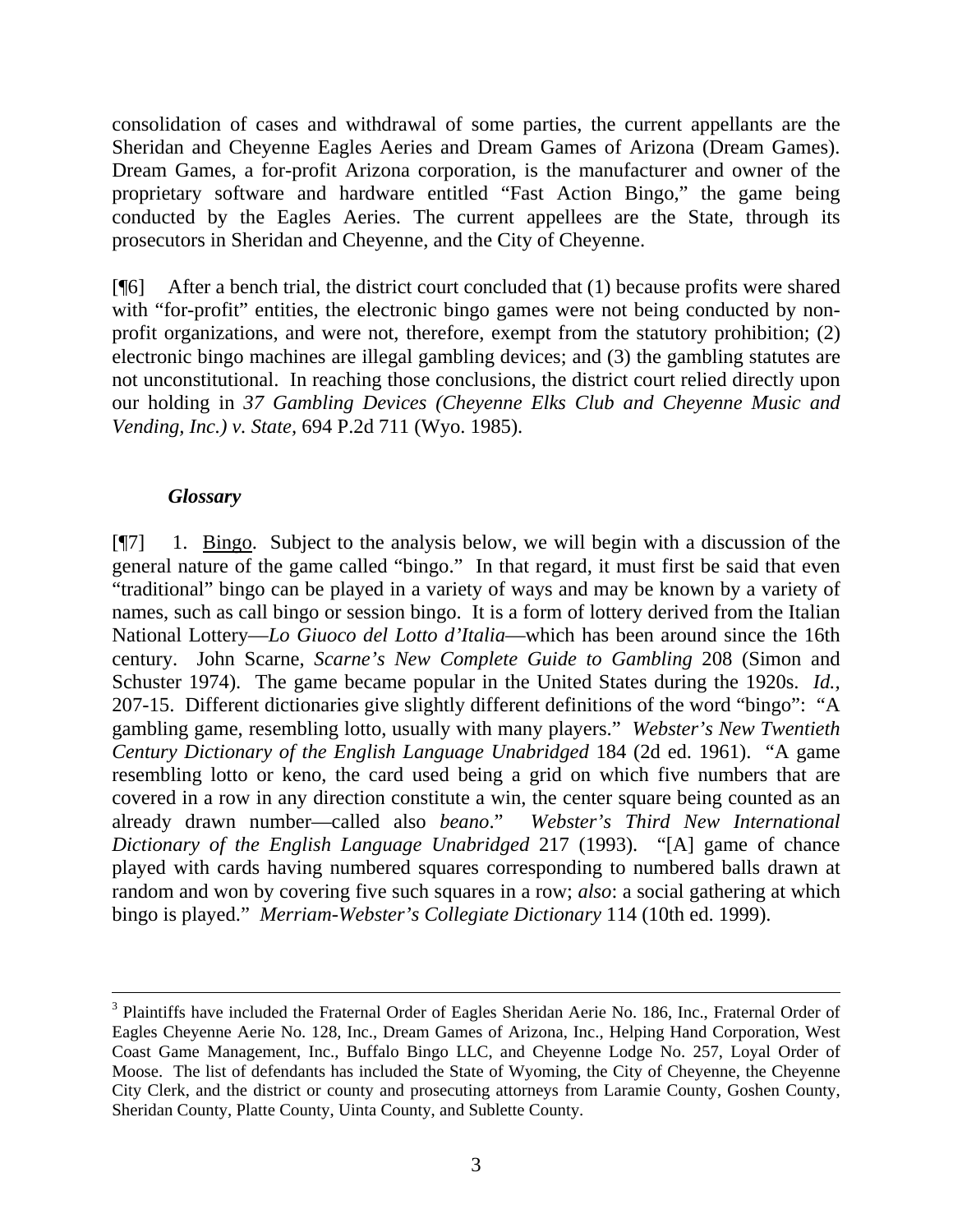consolidation of cases and withdrawal of some parties, the current appellants are the Sheridan and Cheyenne Eagles Aeries and Dream Games of Arizona (Dream Games). Dream Games, a for-profit Arizona corporation, is the manufacturer and owner of the proprietary software and hardware entitled "Fast Action Bingo," the game being conducted by the Eagles Aeries. The current appellees are the State, through its prosecutors in Sheridan and Cheyenne, and the City of Cheyenne.

[¶6] After a bench trial, the district court concluded that (1) because profits were shared with "for-profit" entities, the electronic bingo games were not being conducted by non-profit organizations, and were not, therefore, exempt from the statutory prohibition; (2) electronic bingo machines are illegal gambling devices; and (3) the gambling statutes are not unconstitutional. In reaching those conclusions, the district court relied directly upon our holding in *37 Gambling Devices (Cheyenne Elks Club and Cheyenne Music and Vending, Inc.) v. State*, 694 P.2d 711 (Wyo. 1985).

### *Glossary*

[¶7] 1. Bingo. Subject to the analysis below, we will begin with a discussion of the general nature of the game called "bingo." In that regard, it must first be said that even "traditional" bingo can be played in a variety of ways and may be known by a variety of names, such as call bingo or session bingo. It is a form of lottery derived from the Italian National Lottery—*Lo Giuoco del Lotto d'Italia*—which has been around since the 16th century. John Scarne, *Scarne's New Complete Guide to Gambling* 208 (Simon and Schuster 1974). The game became popular in the United States during the 1920s. *Id.*, 207-15. Different dictionaries give slightly different definitions of the word "bingo": "A gambling game, resembling lotto, usually with many players." *Webster's New Twentieth Century Dictionary of the English Language Unabridged* 184 (2d ed. 1961). "A game resembling lotto or keno, the card used being a grid on which five numbers that are covered in a row in any direction constitute a win, the center square being counted as an already drawn number—called also *beano*." *Webster's Third New International Dictionary of the English Language Unabridged* 217 (1993). "[A] game of chance played with cards having numbered squares corresponding to numbered balls drawn at random and won by covering five such squares in a row; *also*: a social gathering at which bingo is played." *Merriam-Webster's Collegiate Dictionary* 114 (10th ed. 1999).

---

[3] Plaintiffs have included the Fraternal Order of Eagles Sheridan Aerie No. 186, Inc., Fraternal Order of Eagles Cheyenne Aerie No. 128, Inc., Dream Games of Arizona, Inc., Helping Hand Corporation, West Coast Game Management, Inc., Buffalo Bingo LLC, and Cheyenne Lodge No. 257, Loyal Order of Moose. The list of defendants has included the State of Wyoming, the City of Cheyenne, the Cheyenne City Clerk, and the district or county and prosecuting attorneys from Laramie County, Goshen County, Sheridan County, Platte County, Uinta County, and Sublette County.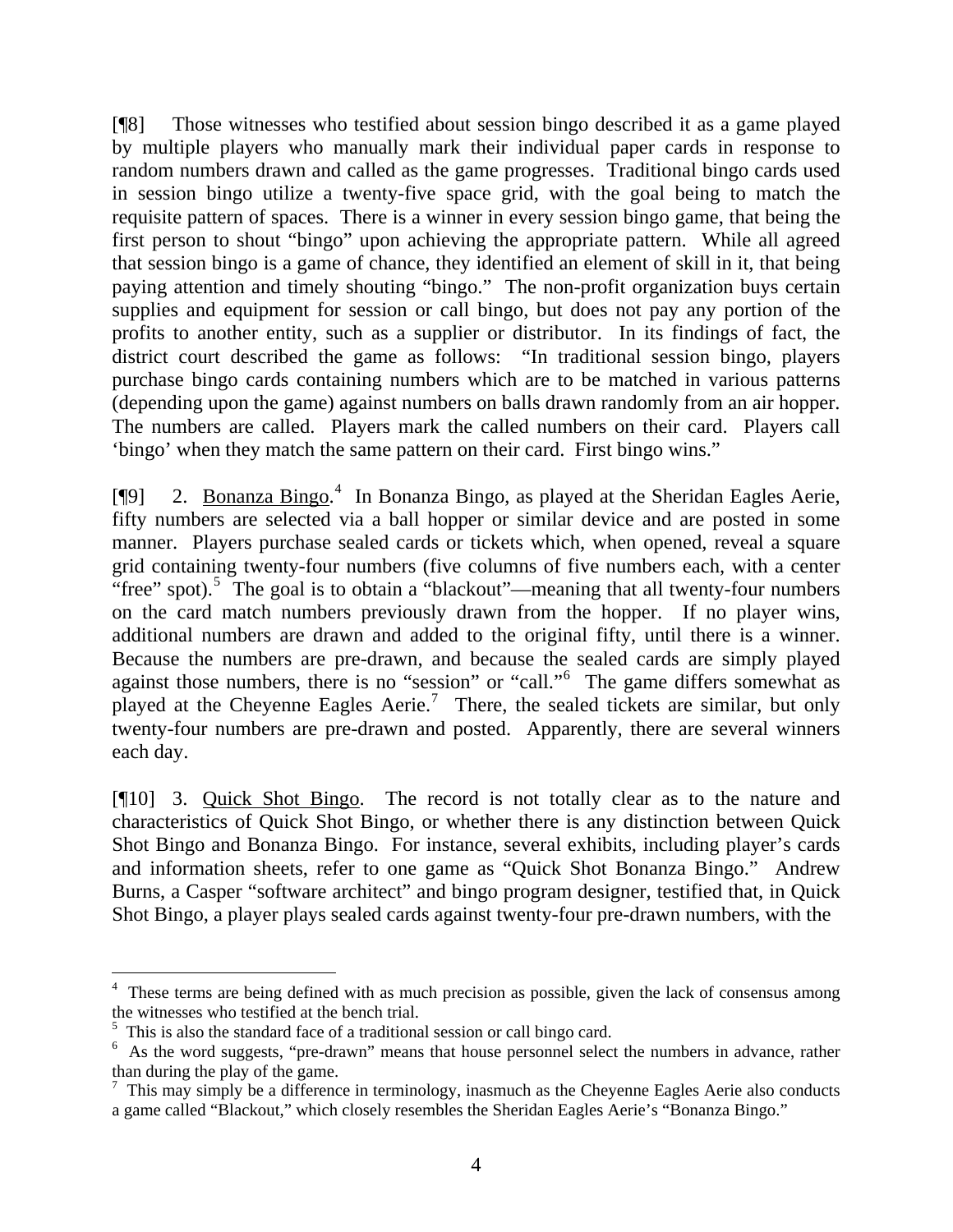[¶8] Those witnesses who testified about session bingo described it as a game played by multiple players who manually mark their individual paper cards in response to random numbers drawn and called as the game progresses. Traditional bingo cards used in session bingo utilize a twenty-five space grid, with the goal being to match the requisite pattern of spaces. There is a winner in every session bingo game, that being the first person to shout "bingo" upon achieving the appropriate pattern. While all agreed that session bingo is a game of chance, they identified an element of skill in it, that being paying attention and timely shouting "bingo." The non-profit organization buys certain supplies and equipment for session or call bingo, but does not pay any portion of the profits to another entity, such as a supplier or distributor. In its findings of fact, the district court described the game as follows: "In traditional session bingo, players purchase bingo cards containing numbers which are to be matched in various patterns (depending upon the game) against numbers on balls drawn randomly from an air hopper. The numbers are called. Players mark the called numbers on their card. Players call 'bingo' when they match the same pattern on their card. First bingo wins."

[¶9] 2. Bonanza Bingo.[4] In Bonanza Bingo, as played at the Sheridan Eagles Aerie, fifty numbers are selected via a ball hopper or similar device and are posted in some manner. Players purchase sealed cards or tickets which, when opened, reveal a square grid containing twenty-four numbers (five columns of five numbers each, with a center "free" spot).[5] The goal is to obtain a "blackout"—meaning that all twenty-four numbers on the card match numbers previously drawn from the hopper. If no player wins, additional numbers are drawn and added to the original fifty, until there is a winner. Because the numbers are pre-drawn, and because the sealed cards are simply played against those numbers, there is no "session" or "call."[6] The game differs somewhat as played at the Cheyenne Eagles Aerie.[7] There, the sealed tickets are similar, but only twenty-four numbers are pre-drawn and posted. Apparently, there are several winners each day.

[¶10] 3. Quick Shot Bingo. The record is not totally clear as to the nature and characteristics of Quick Shot Bingo, or whether there is any distinction between Quick Shot Bingo and Bonanza Bingo. For instance, several exhibits, including player's cards and information sheets, refer to one game as "Quick Shot Bonanza Bingo." Andrew Burns, a Casper "software architect" and bingo program designer, testified that, in Quick Shot Bingo, a player plays sealed cards against twenty-four pre-drawn numbers, with the

---

[4] These terms are being defined with as much precision as possible, given the lack of consensus among the witnesses who testified at the bench trial.

[5] This is also the standard face of a traditional session or call bingo card.

[6] As the word suggests, "pre-drawn" means that house personnel select the numbers in advance, rather than during the play of the game.

[7] This may simply be a difference in terminology, inasmuch as the Cheyenne Eagles Aerie also conducts a game called "Blackout," which closely resembles the Sheridan Eagles Aerie's "Bonanza Bingo."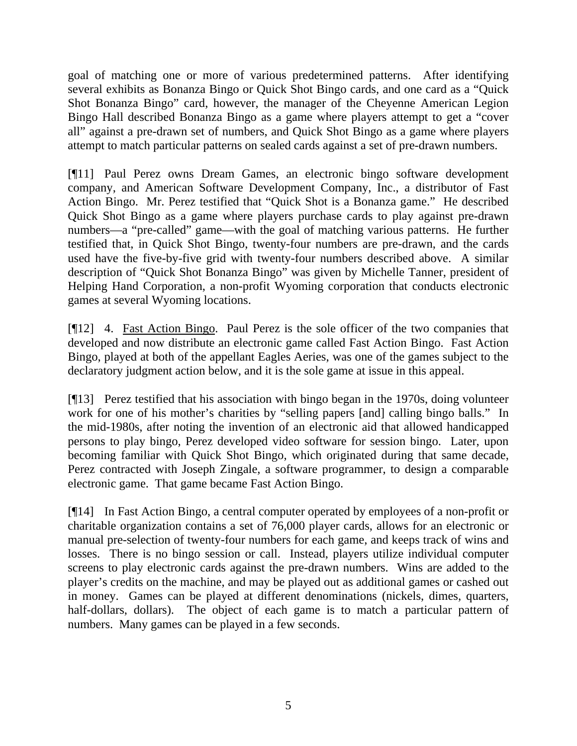goal of matching one or more of various predetermined patterns. After identifying several exhibits as Bonanza Bingo or Quick Shot Bingo cards, and one card as a "Quick Shot Bonanza Bingo" card, however, the manager of the Cheyenne American Legion Bingo Hall described Bonanza Bingo as a game where players attempt to get a "cover all" against a pre-drawn set of numbers, and Quick Shot Bingo as a game where players attempt to match particular patterns on sealed cards against a set of pre-drawn numbers.

[¶11] Paul Perez owns Dream Games, an electronic bingo software development company, and American Software Development Company, Inc., a distributor of Fast Action Bingo. Mr. Perez testified that "Quick Shot is a Bonanza game." He described Quick Shot Bingo as a game where players purchase cards to play against pre-drawn numbers—a "pre-called" game—with the goal of matching various patterns. He further testified that, in Quick Shot Bingo, twenty-four numbers are pre-drawn, and the cards used have the five-by-five grid with twenty-four numbers described above. A similar description of "Quick Shot Bonanza Bingo" was given by Michelle Tanner, president of Helping Hand Corporation, a non-profit Wyoming corporation that conducts electronic games at several Wyoming locations.

[¶12] 4. Fast Action Bingo. Paul Perez is the sole officer of the two companies that developed and now distribute an electronic game called Fast Action Bingo. Fast Action Bingo, played at both of the appellant Eagles Aeries, was one of the games subject to the declaratory judgment action below, and it is the sole game at issue in this appeal.

[¶13] Perez testified that his association with bingo began in the 1970s, doing volunteer work for one of his mother's charities by "selling papers [and] calling bingo balls." In the mid-1980s, after noting the invention of an electronic aid that allowed handicapped persons to play bingo, Perez developed video software for session bingo. Later, upon becoming familiar with Quick Shot Bingo, which originated during that same decade, Perez contracted with Joseph Zingale, a software programmer, to design a comparable electronic game. That game became Fast Action Bingo.

[¶14] In Fast Action Bingo, a central computer operated by employees of a non-profit or charitable organization contains a set of 76,000 player cards, allows for an electronic or manual pre-selection of twenty-four numbers for each game, and keeps track of wins and losses. There is no bingo session or call. Instead, players utilize individual computer screens to play electronic cards against the pre-drawn numbers. Wins are added to the player's credits on the machine, and may be played out as additional games or cashed out in money. Games can be played at different denominations (nickels, dimes, quarters, half-dollars, dollars). The object of each game is to match a particular pattern of numbers. Many games can be played in a few seconds.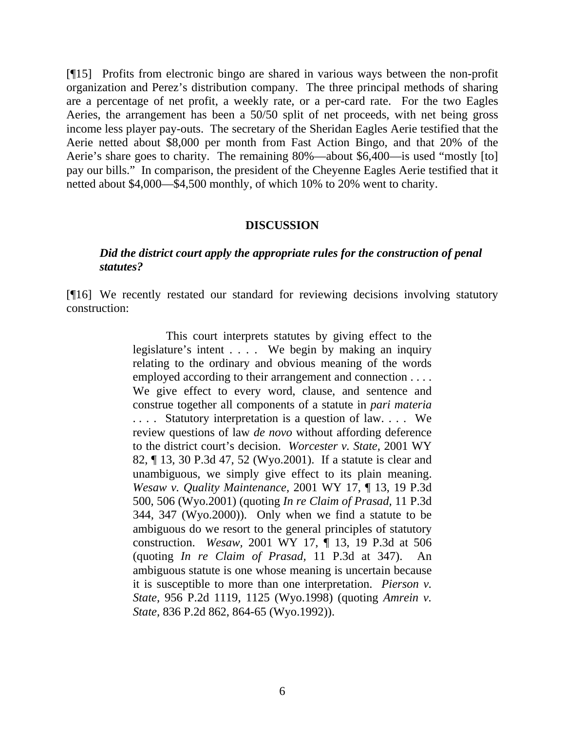[¶15] Profits from electronic bingo are shared in various ways between the non-profit organization and Perez's distribution company. The three principal methods of sharing are a percentage of net profit, a weekly rate, or a per-card rate. For the two Eagles Aeries, the arrangement has been a 50/50 split of net proceeds, with net being gross income less player pay-outs. The secretary of the Sheridan Eagles Aerie testified that the Aerie netted about $8,000 per month from Fast Action Bingo, and that 20% of the Aerie's share goes to charity. The remaining 80%—about $6,400—is used "mostly [to] pay our bills." In comparison, the president of the Cheyenne Eagles Aerie testified that it netted about $4,000—$4,500 monthly, of which 10% to 20% went to charity.

## DISCUSSION

### *Did the district court apply the appropriate rules for the construction of penal statutes?*

[¶16] We recently restated our standard for reviewing decisions involving statutory construction:

> This court interprets statutes by giving effect to the legislature's intent . . . . We begin by making an inquiry relating to the ordinary and obvious meaning of the words employed according to their arrangement and connection . . . . We give effect to every word, clause, and sentence and construe together all components of a statute in *pari materia* . . . . Statutory interpretation is a question of law. . . . We review questions of law *de novo* without affording deference to the district court's decision. *Worcester v. State*, 2001 WY 82, ¶ 13, 30 P.3d 47, 52 (Wyo.2001). If a statute is clear and unambiguous, we simply give effect to its plain meaning. *Wesaw v. Quality Maintenance*, 2001 WY 17, ¶ 13, 19 P.3d 500, 506 (Wyo.2001) (quoting *In re Claim of Prasad*, 11 P.3d 344, 347 (Wyo.2000)). Only when we find a statute to be ambiguous do we resort to the general principles of statutory construction. *Wesaw*, 2001 WY 17, ¶ 13, 19 P.3d at 506 (quoting *In re Claim of Prasad*, 11 P.3d at 347). An ambiguous statute is one whose meaning is uncertain because it is susceptible to more than one interpretation. *Pierson v. State*, 956 P.2d 1119, 1125 (Wyo.1998) (quoting *Amrein v. State*, 836 P.2d 862, 864-65 (Wyo.1992)).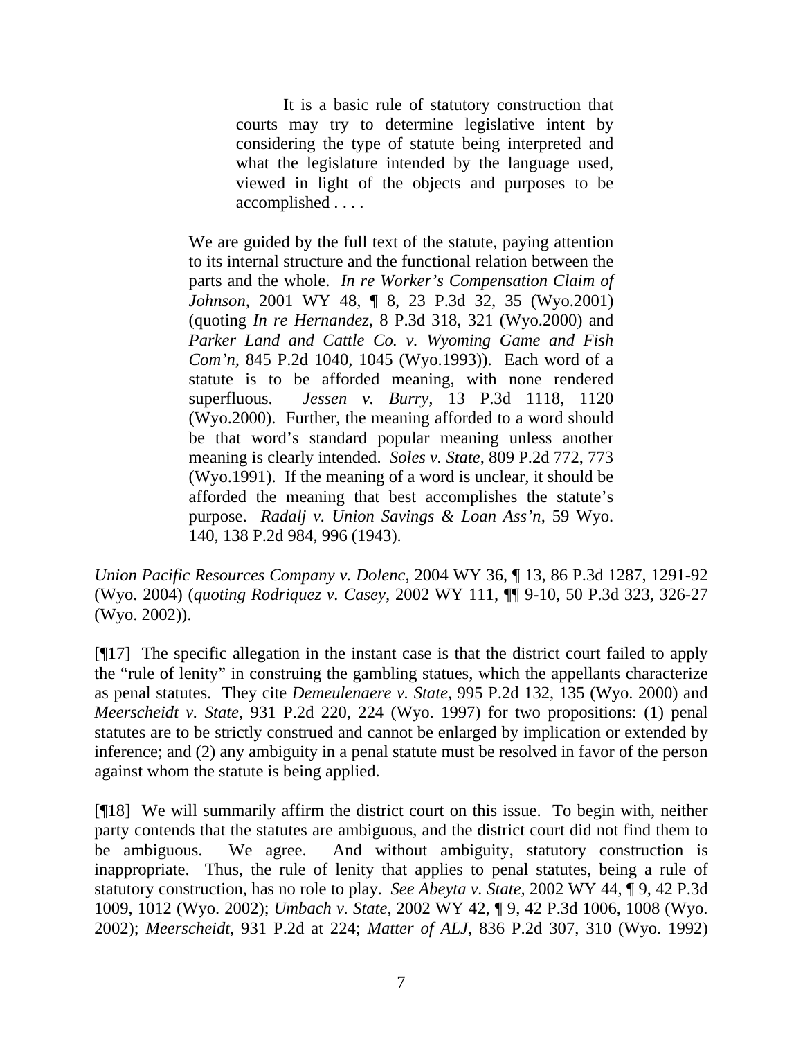> It is a basic rule of statutory construction that courts may try to determine legislative intent by considering the type of statute being interpreted and what the legislature intended by the language used, viewed in light of the objects and purposes to be accomplished . . . .
>
> We are guided by the full text of the statute, paying attention to its internal structure and the functional relation between the parts and the whole. *In re Worker's Compensation Claim of Johnson,* 2001 WY 48, ¶ 8, 23 P.3d 32, 35 (Wyo.2001) (quoting *In re Hernandez,* 8 P.3d 318, 321 (Wyo.2000) and *Parker Land and Cattle Co. v. Wyoming Game and Fish Com'n,* 845 P.2d 1040, 1045 (Wyo.1993)). Each word of a statute is to be afforded meaning, with none rendered superfluous. *Jessen v. Burry,* 13 P.3d 1118, 1120 (Wyo.2000). Further, the meaning afforded to a word should be that word's standard popular meaning unless another meaning is clearly intended. *Soles v. State,* 809 P.2d 772, 773 (Wyo.1991). If the meaning of a word is unclear, it should be afforded the meaning that best accomplishes the statute's purpose. *Radalj v. Union Savings & Loan Ass'n,* 59 Wyo. 140, 138 P.2d 984, 996 (1943).

*Union Pacific Resources Company v. Dolenc,* 2004 WY 36, ¶ 13, 86 P.3d 1287, 1291-92 (Wyo. 2004) (*quoting Rodriquez v. Casey,* 2002 WY 111, ¶¶ 9-10, 50 P.3d 323, 326-27 (Wyo. 2002)).

[¶17] The specific allegation in the instant case is that the district court failed to apply the "rule of lenity" in construing the gambling statues, which the appellants characterize as penal statutes. They cite *Demeulenaere v. State,* 995 P.2d 132, 135 (Wyo. 2000) and *Meerscheidt v. State*, 931 P.2d 220, 224 (Wyo. 1997) for two propositions: (1) penal statutes are to be strictly construed and cannot be enlarged by implication or extended by inference; and (2) any ambiguity in a penal statute must be resolved in favor of the person against whom the statute is being applied.

[¶18] We will summarily affirm the district court on this issue. To begin with, neither party contends that the statutes are ambiguous, and the district court did not find them to be ambiguous. We agree. And without ambiguity, statutory construction is inappropriate. Thus, the rule of lenity that applies to penal statutes, being a rule of statutory construction, has no role to play. *See Abeyta v. State,* 2002 WY 44, ¶ 9, 42 P.3d 1009, 1012 (Wyo. 2002); *Umbach v. State,* 2002 WY 42, ¶ 9, 42 P.3d 1006, 1008 (Wyo. 2002); *Meerscheidt,* 931 P.2d at 224; *Matter of ALJ,* 836 P.2d 307, 310 (Wyo. 1992)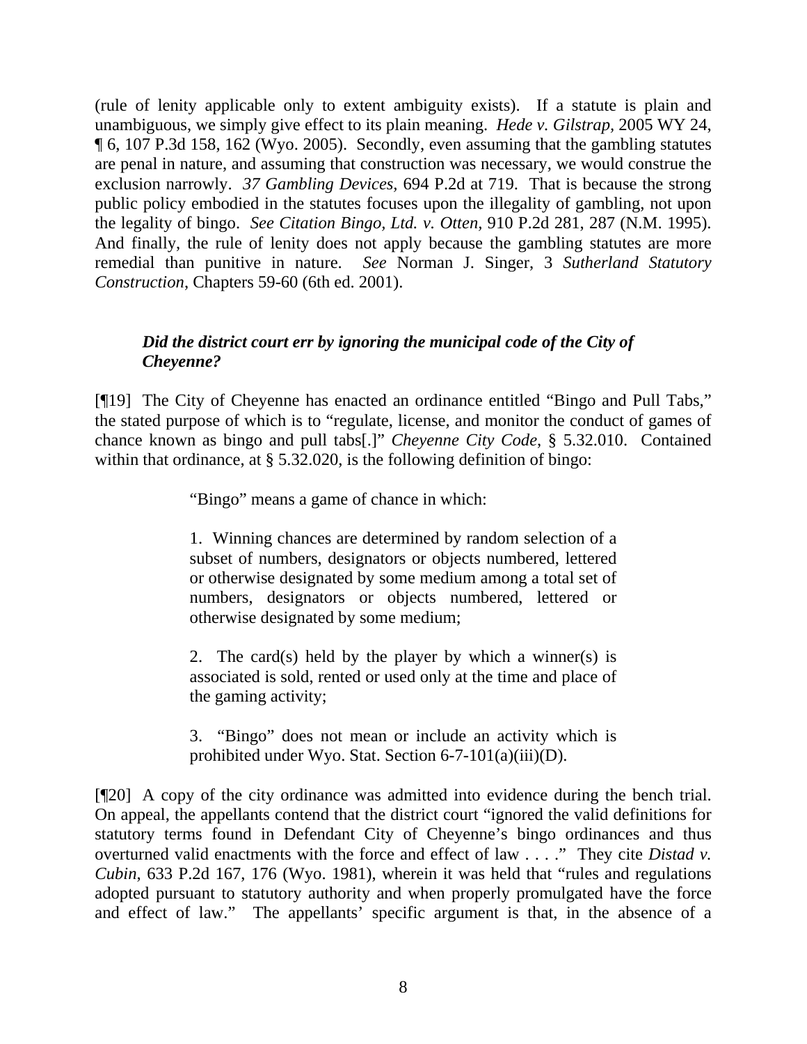(rule of lenity applicable only to extent ambiguity exists). If a statute is plain and unambiguous, we simply give effect to its plain meaning. *Hede v. Gilstrap,* 2005 WY 24, ¶ 6, 107 P.3d 158, 162 (Wyo. 2005). Secondly, even assuming that the gambling statutes are penal in nature, and assuming that construction was necessary, we would construe the exclusion narrowly. *37 Gambling Devices,* 694 P.2d at 719. That is because the strong public policy embodied in the statutes focuses upon the illegality of gambling, not upon the legality of bingo. *See Citation Bingo, Ltd. v. Otten,* 910 P.2d 281, 287 (N.M. 1995). And finally, the rule of lenity does not apply because the gambling statutes are more remedial than punitive in nature. *See* Norman J. Singer, 3 *Sutherland Statutory Construction*, Chapters 59-60 (6th ed. 2001).

***Did the district court err by ignoring the municipal code of the City of Cheyenne?***

[¶19] The City of Cheyenne has enacted an ordinance entitled "Bingo and Pull Tabs," the stated purpose of which is to "regulate, license, and monitor the conduct of games of chance known as bingo and pull tabs[.]" *Cheyenne City Code*, § 5.32.010. Contained within that ordinance, at § 5.32.020, is the following definition of bingo:

> "Bingo" means a game of chance in which:
>
> 1. Winning chances are determined by random selection of a subset of numbers, designators or objects numbered, lettered or otherwise designated by some medium among a total set of numbers, designators or objects numbered, lettered or otherwise designated by some medium;
>
> 2. The card(s) held by the player by which a winner(s) is associated is sold, rented or used only at the time and place of the gaming activity;
>
> 3. "Bingo" does not mean or include an activity which is prohibited under Wyo. Stat. Section 6-7-101(a)(iii)(D).

[¶20] A copy of the city ordinance was admitted into evidence during the bench trial. On appeal, the appellants contend that the district court "ignored the valid definitions for statutory terms found in Defendant City of Cheyenne's bingo ordinances and thus overturned valid enactments with the force and effect of law . . . ." They cite *Distad v. Cubin*, 633 P.2d 167, 176 (Wyo. 1981), wherein it was held that "rules and regulations adopted pursuant to statutory authority and when properly promulgated have the force and effect of law." The appellants' specific argument is that, in the absence of a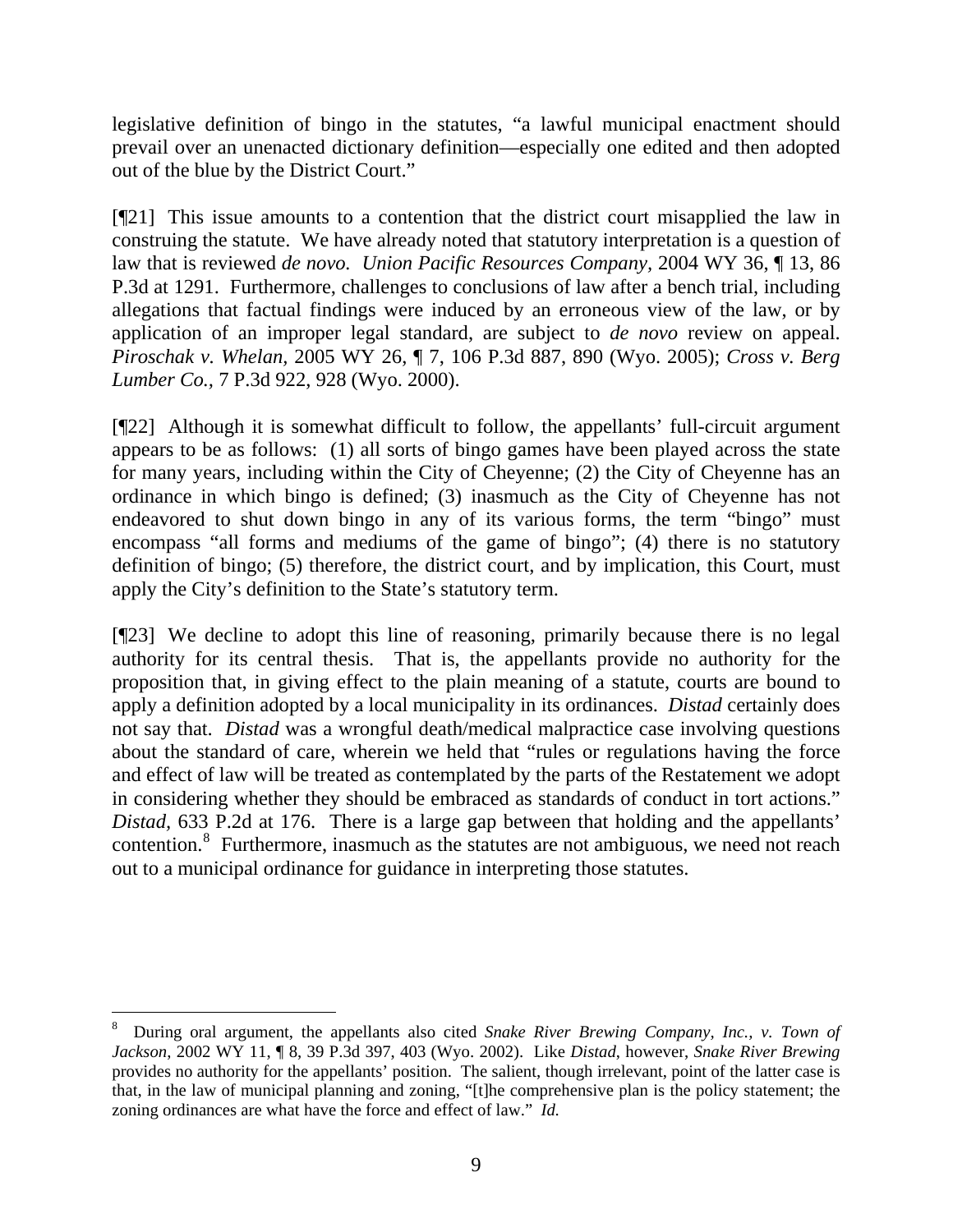legislative definition of bingo in the statutes, "a lawful municipal enactment should prevail over an unenacted dictionary definition—especially one edited and then adopted out of the blue by the District Court."

[¶21] This issue amounts to a contention that the district court misapplied the law in construing the statute. We have already noted that statutory interpretation is a question of law that is reviewed *de novo*. *Union Pacific Resources Company,* 2004 WY 36, ¶ 13, 86 P.3d at 1291. Furthermore, challenges to conclusions of law after a bench trial, including allegations that factual findings were induced by an erroneous view of the law, or by application of an improper legal standard, are subject to *de novo* review on appeal. *Piroschak v. Whelan,* 2005 WY 26, ¶ 7, 106 P.3d 887, 890 (Wyo. 2005); *Cross v. Berg Lumber Co.,* 7 P.3d 922, 928 (Wyo. 2000).

[¶22] Although it is somewhat difficult to follow, the appellants' full-circuit argument appears to be as follows: (1) all sorts of bingo games have been played across the state for many years, including within the City of Cheyenne; (2) the City of Cheyenne has an ordinance in which bingo is defined; (3) inasmuch as the City of Cheyenne has not endeavored to shut down bingo in any of its various forms, the term "bingo" must encompass "all forms and mediums of the game of bingo"; (4) there is no statutory definition of bingo; (5) therefore, the district court, and by implication, this Court, must apply the City's definition to the State's statutory term.

[¶23] We decline to adopt this line of reasoning, primarily because there is no legal authority for its central thesis. That is, the appellants provide no authority for the proposition that, in giving effect to the plain meaning of a statute, courts are bound to apply a definition adopted by a local municipality in its ordinances. *Distad* certainly does not say that. *Distad* was a wrongful death/medical malpractice case involving questions about the standard of care, wherein we held that "rules or regulations having the force and effect of law will be treated as contemplated by the parts of the Restatement we adopt in considering whether they should be embraced as standards of conduct in tort actions." *Distad,* 633 P.2d at 176. There is a large gap between that holding and the appellants' contention.[8] Furthermore, inasmuch as the statutes are not ambiguous, we need not reach out to a municipal ordinance for guidance in interpreting those statutes.

---

[8] During oral argument, the appellants also cited *Snake River Brewing Company, Inc., v. Town of Jackson,* 2002 WY 11, ¶ 8, 39 P.3d 397, 403 (Wyo. 2002). Like *Distad,* however, *Snake River Brewing* provides no authority for the appellants' position. The salient, though irrelevant, point of the latter case is that, in the law of municipal planning and zoning, "[t]he comprehensive plan is the policy statement; the zoning ordinances are what have the force and effect of law." *Id.*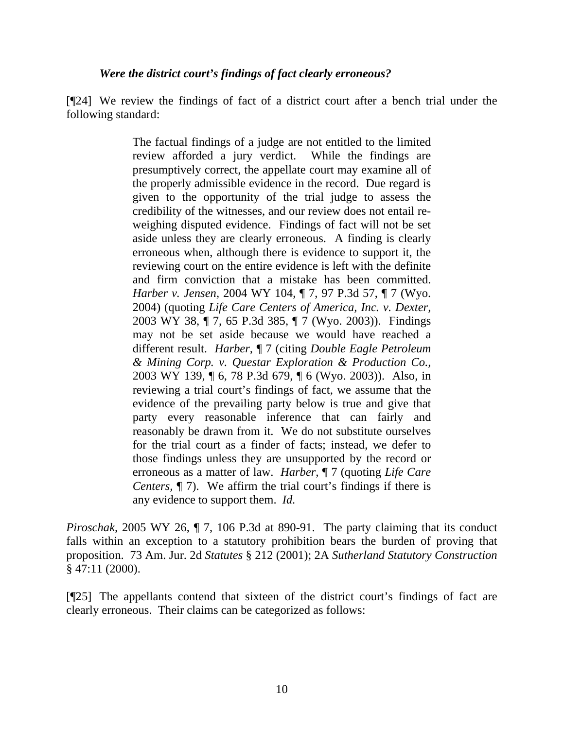***Were the district court's findings of fact clearly erroneous?***

[¶24] We review the findings of fact of a district court after a bench trial under the following standard:

> The factual findings of a judge are not entitled to the limited review afforded a jury verdict. While the findings are presumptively correct, the appellate court may examine all of the properly admissible evidence in the record. Due regard is given to the opportunity of the trial judge to assess the credibility of the witnesses, and our review does not entail re-weighing disputed evidence. Findings of fact will not be set aside unless they are clearly erroneous. A finding is clearly erroneous when, although there is evidence to support it, the reviewing court on the entire evidence is left with the definite and firm conviction that a mistake has been committed. *Harber v. Jensen,* 2004 WY 104, ¶ 7, 97 P.3d 57, ¶ 7 (Wyo. 2004) (quoting *Life Care Centers of America, Inc. v. Dexter*, 2003 WY 38, ¶ 7, 65 P.3d 385, ¶ 7 (Wyo. 2003)). Findings may not be set aside because we would have reached a different result. *Harber,* ¶ 7 (citing *Double Eagle Petroleum & Mining Corp. v. Questar Exploration & Production Co.*, 2003 WY 139, ¶ 6, 78 P.3d 679, ¶ 6 (Wyo. 2003)). Also, in reviewing a trial court's findings of fact, we assume that the evidence of the prevailing party below is true and give that party every reasonable inference that can fairly and reasonably be drawn from it. We do not substitute ourselves for the trial court as a finder of facts; instead, we defer to those findings unless they are unsupported by the record or erroneous as a matter of law. *Harber,* ¶ 7 (quoting *Life Care Centers,* ¶ 7). We affirm the trial court's findings if there is any evidence to support them. *Id.*

*Piroschak*, 2005 WY 26, ¶ 7, 106 P.3d at 890-91. The party claiming that its conduct falls within an exception to a statutory prohibition bears the burden of proving that proposition. 73 Am. Jur. 2d *Statutes* § 212 (2001); 2A *Sutherland Statutory Construction* § 47:11 (2000).

[¶25] The appellants contend that sixteen of the district court's findings of fact are clearly erroneous. Their claims can be categorized as follows: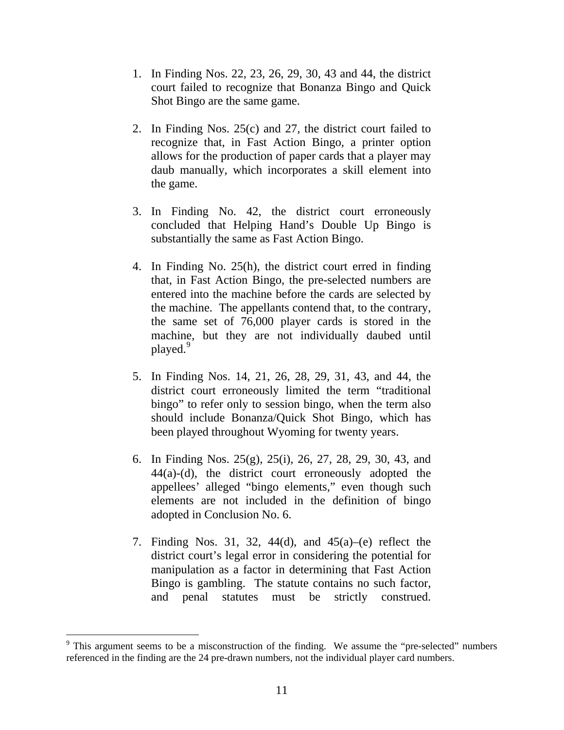1. In Finding Nos. 22, 23, 26, 29, 30, 43 and 44, the district court failed to recognize that Bonanza Bingo and Quick Shot Bingo are the same game.

2. In Finding Nos. 25(c) and 27, the district court failed to recognize that, in Fast Action Bingo, a printer option allows for the production of paper cards that a player may daub manually, which incorporates a skill element into the game.

3. In Finding No. 42, the district court erroneously concluded that Helping Hand's Double Up Bingo is substantially the same as Fast Action Bingo.

4. In Finding No. 25(h), the district court erred in finding that, in Fast Action Bingo, the pre-selected numbers are entered into the machine before the cards are selected by the machine. The appellants contend that, to the contrary, the same set of 76,000 player cards is stored in the machine, but they are not individually daubed until played.[9]

5. In Finding Nos. 14, 21, 26, 28, 29, 31, 43, and 44, the district court erroneously limited the term "traditional bingo" to refer only to session bingo, when the term also should include Bonanza/Quick Shot Bingo, which has been played throughout Wyoming for twenty years.

6. In Finding Nos. 25(g), 25(i), 26, 27, 28, 29, 30, 43, and 44(a)-(d), the district court erroneously adopted the appellees' alleged "bingo elements," even though such elements are not included in the definition of bingo adopted in Conclusion No. 6.

7. Finding Nos. 31, 32, 44(d), and 45(a)–(e) reflect the district court's legal error in considering the potential for manipulation as a factor in determining that Fast Action Bingo is gambling. The statute contains no such factor, and penal statutes must be strictly construed.

---

[9] This argument seems to be a misconstruction of the finding. We assume the "pre-selected" numbers referenced in the finding are the 24 pre-drawn numbers, not the individual player card numbers.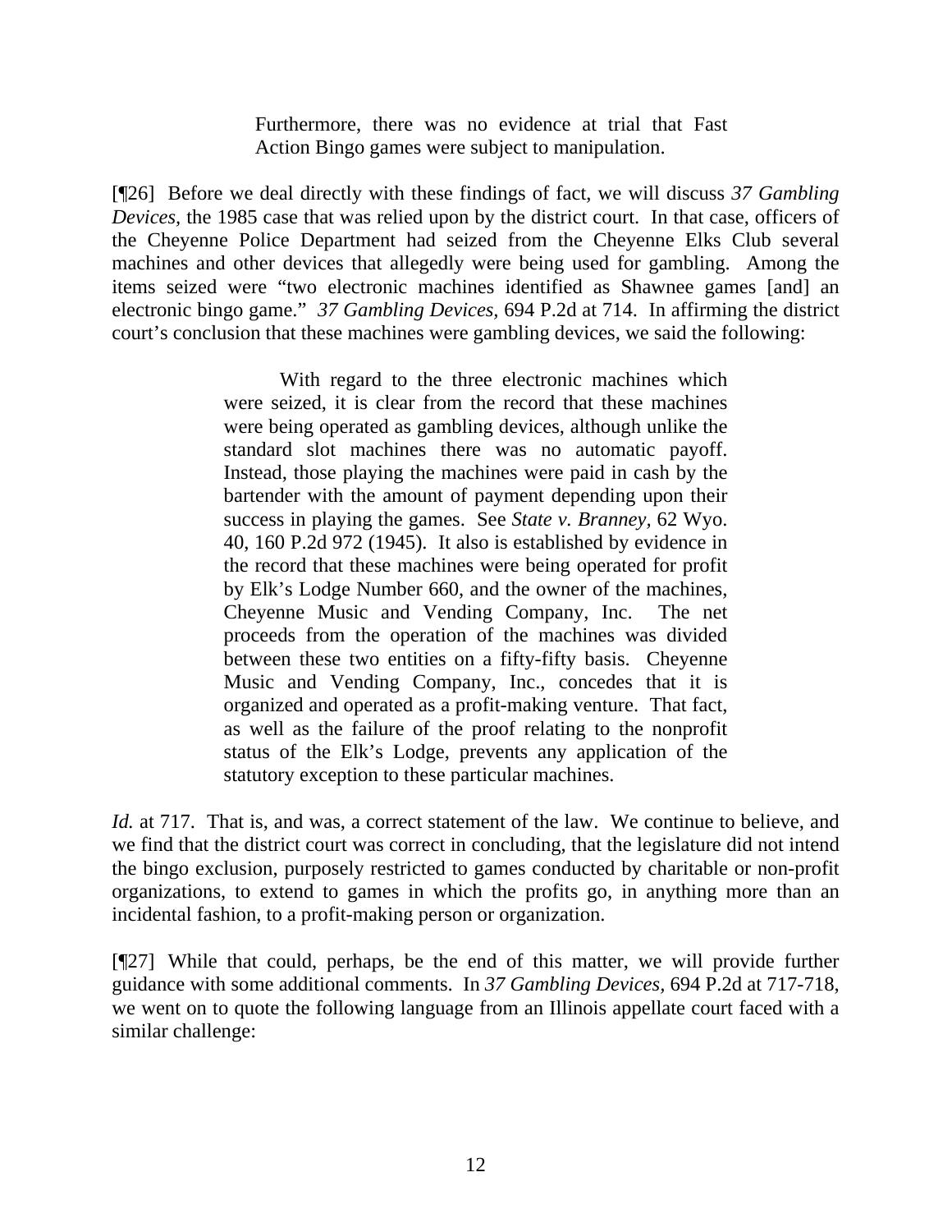> Furthermore, there was no evidence at trial that Fast Action Bingo games were subject to manipulation.

[¶26] Before we deal directly with these findings of fact, we will discuss *37 Gambling Devices,* the 1985 case that was relied upon by the district court. In that case, officers of the Cheyenne Police Department had seized from the Cheyenne Elks Club several machines and other devices that allegedly were being used for gambling. Among the items seized were "two electronic machines identified as Shawnee games [and] an electronic bingo game." *37 Gambling Devices,* 694 P.2d at 714. In affirming the district court's conclusion that these machines were gambling devices, we said the following:

> With regard to the three electronic machines which were seized, it is clear from the record that these machines were being operated as gambling devices, although unlike the standard slot machines there was no automatic payoff. Instead, those playing the machines were paid in cash by the bartender with the amount of payment depending upon their success in playing the games. See *State v. Branney,* 62 Wyo. 40, 160 P.2d 972 (1945). It also is established by evidence in the record that these machines were being operated for profit by Elk's Lodge Number 660, and the owner of the machines, Cheyenne Music and Vending Company, Inc. The net proceeds from the operation of the machines was divided between these two entities on a fifty-fifty basis. Cheyenne Music and Vending Company, Inc., concedes that it is organized and operated as a profit-making venture. That fact, as well as the failure of the proof relating to the nonprofit status of the Elk's Lodge, prevents any application of the statutory exception to these particular machines.

*Id.* at 717. That is, and was, a correct statement of the law. We continue to believe, and we find that the district court was correct in concluding, that the legislature did not intend the bingo exclusion, purposely restricted to games conducted by charitable or non-profit organizations, to extend to games in which the profits go, in anything more than an incidental fashion, to a profit-making person or organization.

[¶27] While that could, perhaps, be the end of this matter, we will provide further guidance with some additional comments. In *37 Gambling Devices,* 694 P.2d at 717-718, we went on to quote the following language from an Illinois appellate court faced with a similar challenge: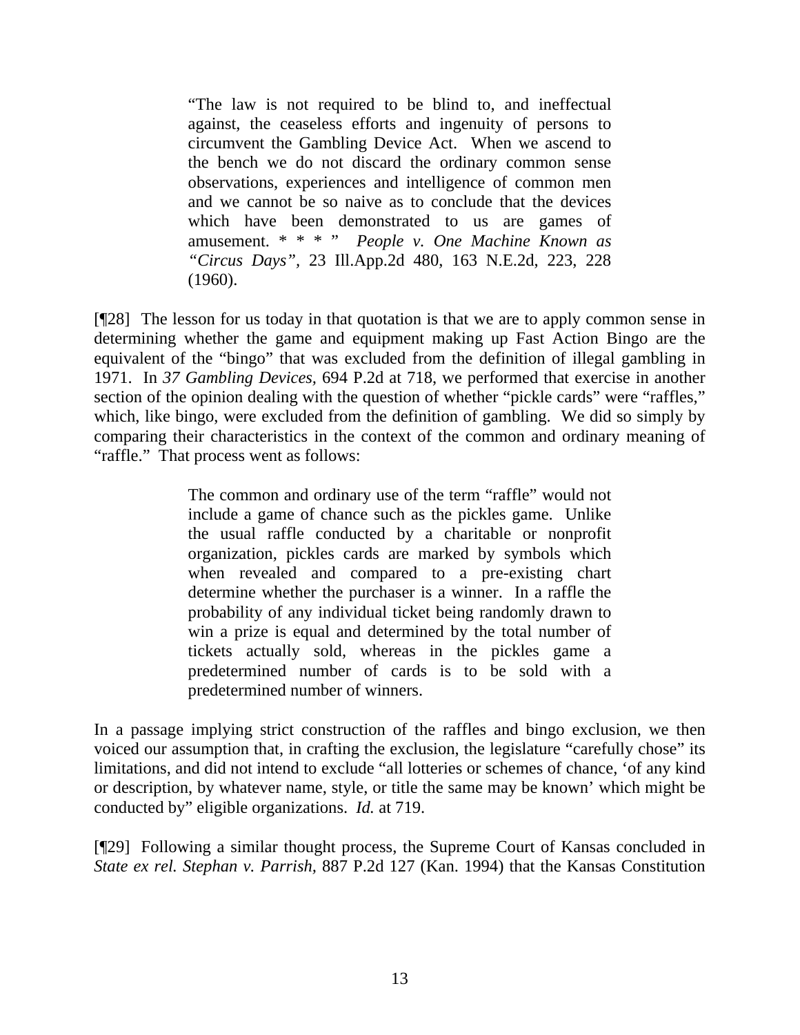> "The law is not required to be blind to, and ineffectual against, the ceaseless efforts and ingenuity of persons to circumvent the Gambling Device Act. When we ascend to the bench we do not discard the ordinary common sense observations, experiences and intelligence of common men and we cannot be so naive as to conclude that the devices which have been demonstrated to us are games of amusement. * * * " *People v. One Machine Known as "Circus Days"*, 23 Ill.App.2d 480, 163 N.E.2d, 223, 228 (1960).

[¶28] The lesson for us today in that quotation is that we are to apply common sense in determining whether the game and equipment making up Fast Action Bingo are the equivalent of the "bingo" that was excluded from the definition of illegal gambling in 1971. In *37 Gambling Devices*, 694 P.2d at 718, we performed that exercise in another section of the opinion dealing with the question of whether "pickle cards" were "raffles," which, like bingo, were excluded from the definition of gambling. We did so simply by comparing their characteristics in the context of the common and ordinary meaning of "raffle." That process went as follows:

> The common and ordinary use of the term "raffle" would not include a game of chance such as the pickles game. Unlike the usual raffle conducted by a charitable or nonprofit organization, pickles cards are marked by symbols which when revealed and compared to a pre-existing chart determine whether the purchaser is a winner. In a raffle the probability of any individual ticket being randomly drawn to win a prize is equal and determined by the total number of tickets actually sold, whereas in the pickles game a predetermined number of cards is to be sold with a predetermined number of winners.

In a passage implying strict construction of the raffles and bingo exclusion, we then voiced our assumption that, in crafting the exclusion, the legislature "carefully chose" its limitations, and did not intend to exclude "all lotteries or schemes of chance, 'of any kind or description, by whatever name, style, or title the same may be known' which might be conducted by" eligible organizations. *Id.* at 719.

[¶29] Following a similar thought process, the Supreme Court of Kansas concluded in *State ex rel. Stephan v. Parrish*, 887 P.2d 127 (Kan. 1994) that the Kansas Constitution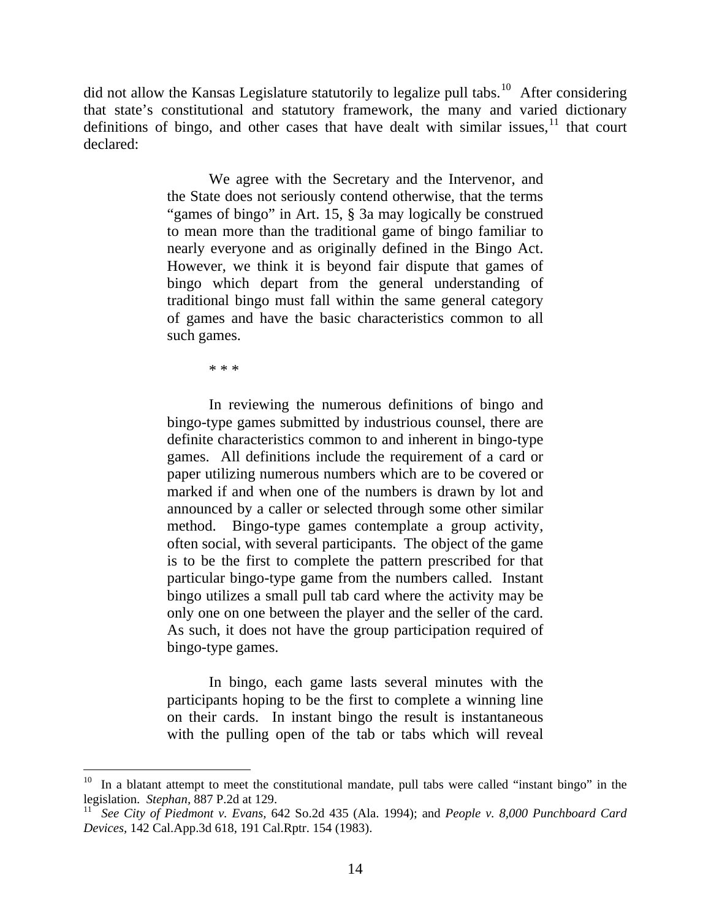did not allow the Kansas Legislature statutorily to legalize pull tabs.[10] After considering that state's constitutional and statutory framework, the many and varied dictionary definitions of bingo, and other cases that have dealt with similar issues,[11] that court declared:

> We agree with the Secretary and the Intervenor, and the State does not seriously contend otherwise, that the terms "games of bingo" in Art. 15, § 3a may logically be construed to mean more than the traditional game of bingo familiar to nearly everyone and as originally defined in the Bingo Act. However, we think it is beyond fair dispute that games of bingo which depart from the general understanding of traditional bingo must fall within the same general category of games and have the basic characteristics common to all such games.
>
> \* \* \*
>
> In reviewing the numerous definitions of bingo and bingo-type games submitted by industrious counsel, there are definite characteristics common to and inherent in bingo-type games. All definitions include the requirement of a card or paper utilizing numerous numbers which are to be covered or marked if and when one of the numbers is drawn by lot and announced by a caller or selected through some other similar method. Bingo-type games contemplate a group activity, often social, with several participants. The object of the game is to be the first to complete the pattern prescribed for that particular bingo-type game from the numbers called. Instant bingo utilizes a small pull tab card where the activity may be only one on one between the player and the seller of the card. As such, it does not have the group participation required of bingo-type games.
>
> In bingo, each game lasts several minutes with the participants hoping to be the first to complete a winning line on their cards. In instant bingo the result is instantaneous with the pulling open of the tab or tabs which will reveal

---

[10] In a blatant attempt to meet the constitutional mandate, pull tabs were called "instant bingo" in the legislation. *Stephan,* 887 P.2d at 129.

[11] *See City of Piedmont v. Evans,* 642 So.2d 435 (Ala. 1994); and *People v. 8,000 Punchboard Card Devices,* 142 Cal.App.3d 618, 191 Cal.Rptr. 154 (1983).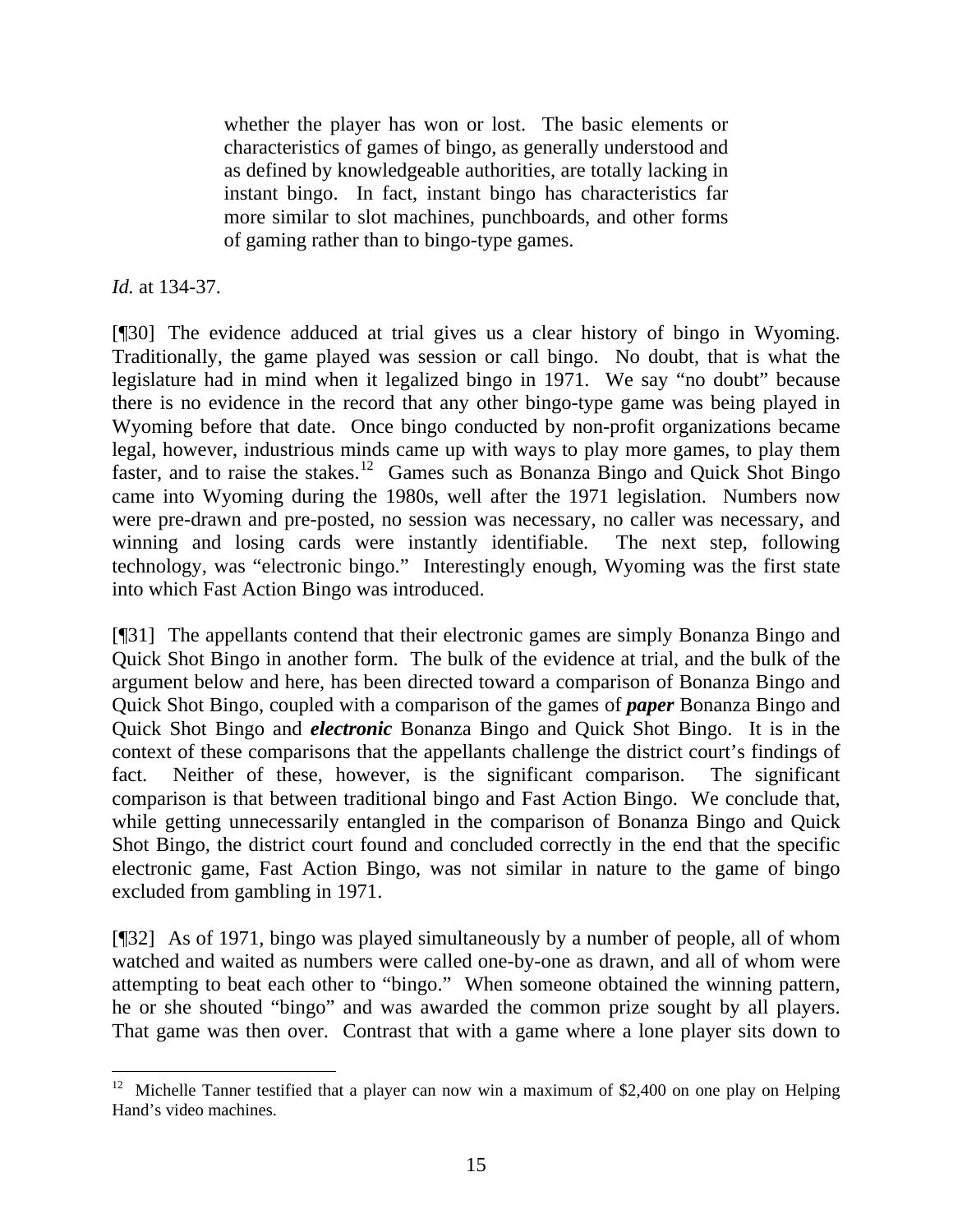> whether the player has won or lost. The basic elements or characteristics of games of bingo, as generally understood and as defined by knowledgeable authorities, are totally lacking in instant bingo. In fact, instant bingo has characteristics far more similar to slot machines, punchboards, and other forms of gaming rather than to bingo-type games.

*Id.* at 134-37.

[¶30] The evidence adduced at trial gives us a clear history of bingo in Wyoming. Traditionally, the game played was session or call bingo. No doubt, that is what the legislature had in mind when it legalized bingo in 1971. We say "no doubt" because there is no evidence in the record that any other bingo-type game was being played in Wyoming before that date. Once bingo conducted by non-profit organizations became legal, however, industrious minds came up with ways to play more games, to play them faster, and to raise the stakes.[12] Games such as Bonanza Bingo and Quick Shot Bingo came into Wyoming during the 1980s, well after the 1971 legislation. Numbers now were pre-drawn and pre-posted, no session was necessary, no caller was necessary, and winning and losing cards were instantly identifiable. The next step, following technology, was "electronic bingo." Interestingly enough, Wyoming was the first state into which Fast Action Bingo was introduced.

[¶31] The appellants contend that their electronic games are simply Bonanza Bingo and Quick Shot Bingo in another form. The bulk of the evidence at trial, and the bulk of the argument below and here, has been directed toward a comparison of Bonanza Bingo and Quick Shot Bingo, coupled with a comparison of the games of ***paper*** Bonanza Bingo and Quick Shot Bingo and ***electronic*** Bonanza Bingo and Quick Shot Bingo. It is in the context of these comparisons that the appellants challenge the district court's findings of fact. Neither of these, however, is the significant comparison. The significant comparison is that between traditional bingo and Fast Action Bingo. We conclude that, while getting unnecessarily entangled in the comparison of Bonanza Bingo and Quick Shot Bingo, the district court found and concluded correctly in the end that the specific electronic game, Fast Action Bingo, was not similar in nature to the game of bingo excluded from gambling in 1971.

[¶32] As of 1971, bingo was played simultaneously by a number of people, all of whom watched and waited as numbers were called one-by-one as drawn, and all of whom were attempting to beat each other to "bingo." When someone obtained the winning pattern, he or she shouted "bingo" and was awarded the common prize sought by all players. That game was then over. Contrast that with a game where a lone player sits down to

---

[12] Michelle Tanner testified that a player can now win a maximum of $2,400 on one play on Helping Hand's video machines.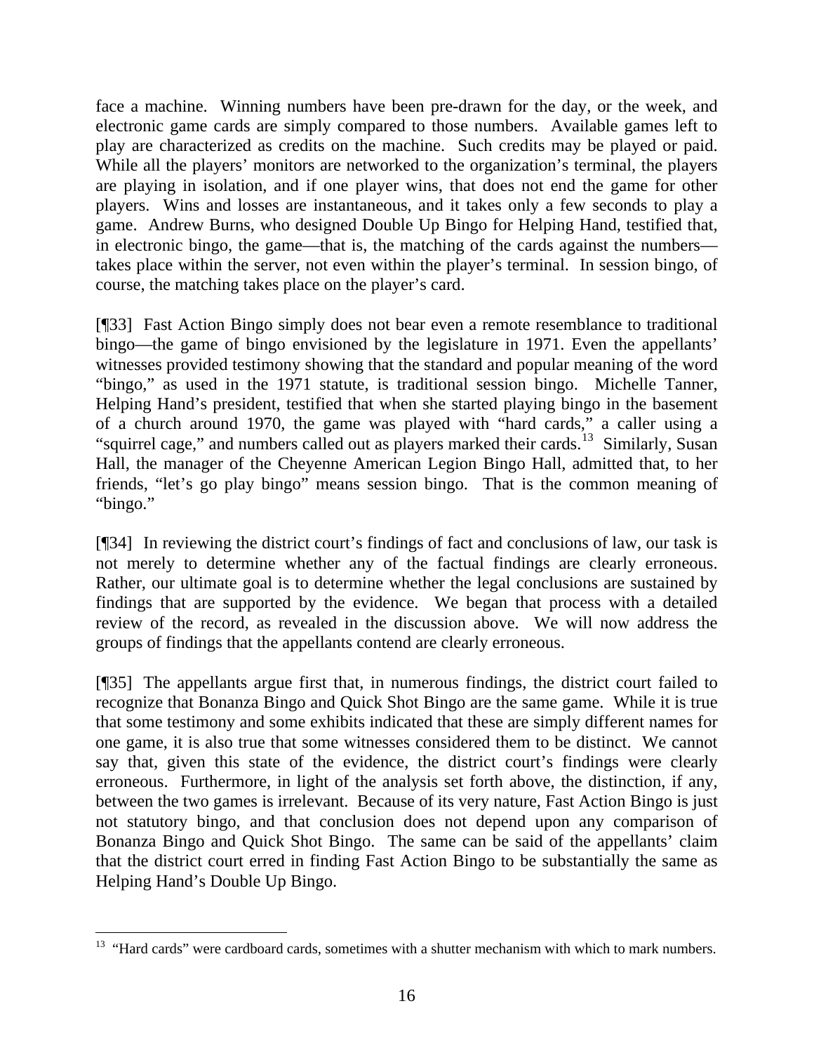face a machine. Winning numbers have been pre-drawn for the day, or the week, and electronic game cards are simply compared to those numbers. Available games left to play are characterized as credits on the machine. Such credits may be played or paid. While all the players' monitors are networked to the organization's terminal, the players are playing in isolation, and if one player wins, that does not end the game for other players. Wins and losses are instantaneous, and it takes only a few seconds to play a game. Andrew Burns, who designed Double Up Bingo for Helping Hand, testified that, in electronic bingo, the game—that is, the matching of the cards against the numbers—takes place within the server, not even within the player's terminal. In session bingo, of course, the matching takes place on the player's card.

[¶33] Fast Action Bingo simply does not bear even a remote resemblance to traditional bingo—the game of bingo envisioned by the legislature in 1971. Even the appellants' witnesses provided testimony showing that the standard and popular meaning of the word "bingo," as used in the 1971 statute, is traditional session bingo. Michelle Tanner, Helping Hand's president, testified that when she started playing bingo in the basement of a church around 1970, the game was played with "hard cards," a caller using a "squirrel cage," and numbers called out as players marked their cards.[13] Similarly, Susan Hall, the manager of the Cheyenne American Legion Bingo Hall, admitted that, to her friends, "let's go play bingo" means session bingo. That is the common meaning of "bingo."

[¶34] In reviewing the district court's findings of fact and conclusions of law, our task is not merely to determine whether any of the factual findings are clearly erroneous. Rather, our ultimate goal is to determine whether the legal conclusions are sustained by findings that are supported by the evidence. We began that process with a detailed review of the record, as revealed in the discussion above. We will now address the groups of findings that the appellants contend are clearly erroneous.

[¶35] The appellants argue first that, in numerous findings, the district court failed to recognize that Bonanza Bingo and Quick Shot Bingo are the same game. While it is true that some testimony and some exhibits indicated that these are simply different names for one game, it is also true that some witnesses considered them to be distinct. We cannot say that, given this state of the evidence, the district court's findings were clearly erroneous. Furthermore, in light of the analysis set forth above, the distinction, if any, between the two games is irrelevant. Because of its very nature, Fast Action Bingo is just not statutory bingo, and that conclusion does not depend upon any comparison of Bonanza Bingo and Quick Shot Bingo. The same can be said of the appellants' claim that the district court erred in finding Fast Action Bingo to be substantially the same as Helping Hand's Double Up Bingo.

---

[13] "Hard cards" were cardboard cards, sometimes with a shutter mechanism with which to mark numbers.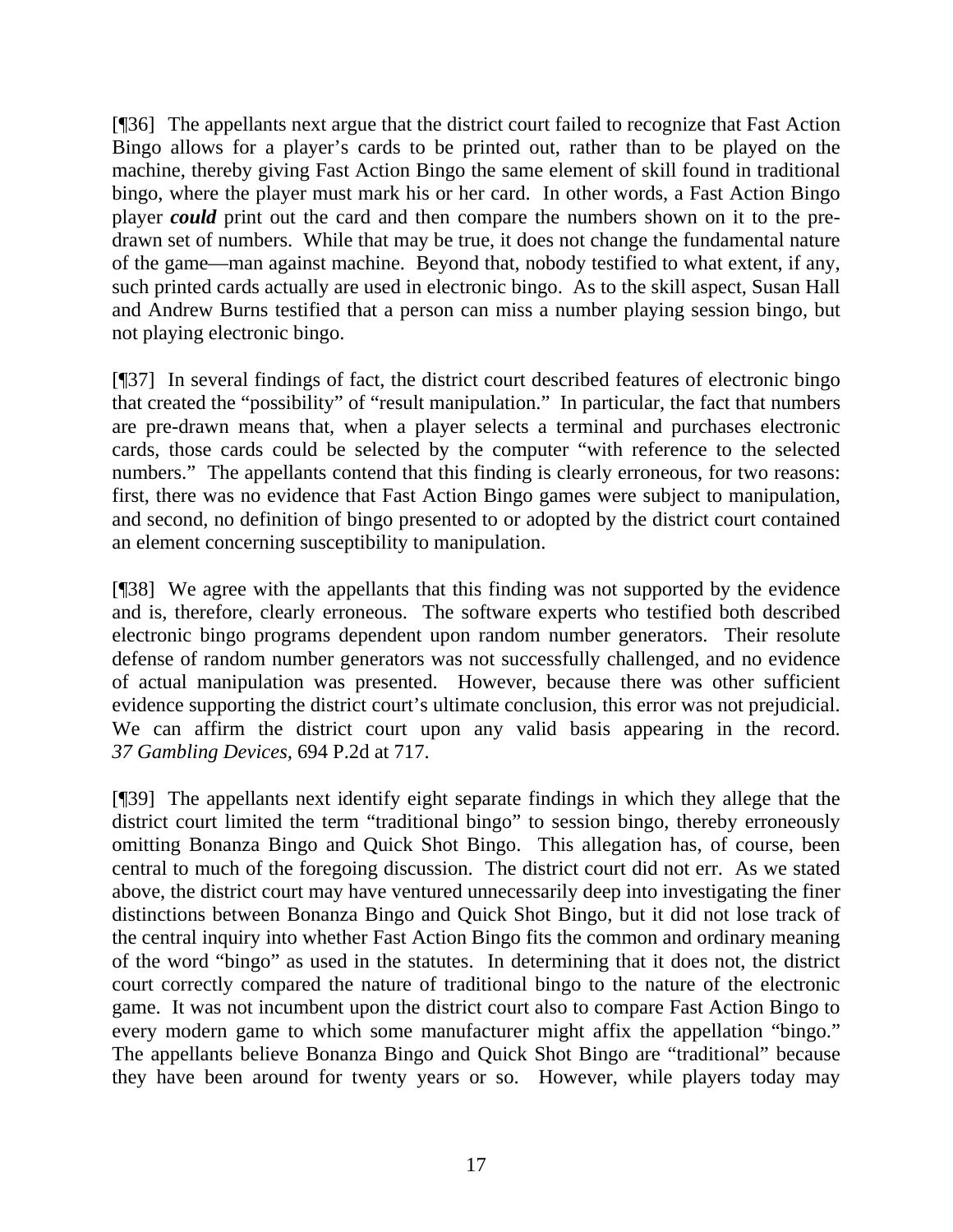[¶36] The appellants next argue that the district court failed to recognize that Fast Action Bingo allows for a player's cards to be printed out, rather than to be played on the machine, thereby giving Fast Action Bingo the same element of skill found in traditional bingo, where the player must mark his or her card. In other words, a Fast Action Bingo player ***could*** print out the card and then compare the numbers shown on it to the pre-drawn set of numbers. While that may be true, it does not change the fundamental nature of the game—man against machine. Beyond that, nobody testified to what extent, if any, such printed cards actually are used in electronic bingo. As to the skill aspect, Susan Hall and Andrew Burns testified that a person can miss a number playing session bingo, but not playing electronic bingo.

[¶37] In several findings of fact, the district court described features of electronic bingo that created the "possibility" of "result manipulation." In particular, the fact that numbers are pre-drawn means that, when a player selects a terminal and purchases electronic cards, those cards could be selected by the computer "with reference to the selected numbers." The appellants contend that this finding is clearly erroneous, for two reasons: first, there was no evidence that Fast Action Bingo games were subject to manipulation, and second, no definition of bingo presented to or adopted by the district court contained an element concerning susceptibility to manipulation.

[¶38] We agree with the appellants that this finding was not supported by the evidence and is, therefore, clearly erroneous. The software experts who testified both described electronic bingo programs dependent upon random number generators. Their resolute defense of random number generators was not successfully challenged, and no evidence of actual manipulation was presented. However, because there was other sufficient evidence supporting the district court's ultimate conclusion, this error was not prejudicial. We can affirm the district court upon any valid basis appearing in the record. *37 Gambling Devices*, 694 P.2d at 717.

[¶39] The appellants next identify eight separate findings in which they allege that the district court limited the term "traditional bingo" to session bingo, thereby erroneously omitting Bonanza Bingo and Quick Shot Bingo. This allegation has, of course, been central to much of the foregoing discussion. The district court did not err. As we stated above, the district court may have ventured unnecessarily deep into investigating the finer distinctions between Bonanza Bingo and Quick Shot Bingo, but it did not lose track of the central inquiry into whether Fast Action Bingo fits the common and ordinary meaning of the word "bingo" as used in the statutes. In determining that it does not, the district court correctly compared the nature of traditional bingo to the nature of the electronic game. It was not incumbent upon the district court also to compare Fast Action Bingo to every modern game to which some manufacturer might affix the appellation "bingo." The appellants believe Bonanza Bingo and Quick Shot Bingo are "traditional" because they have been around for twenty years or so. However, while players today may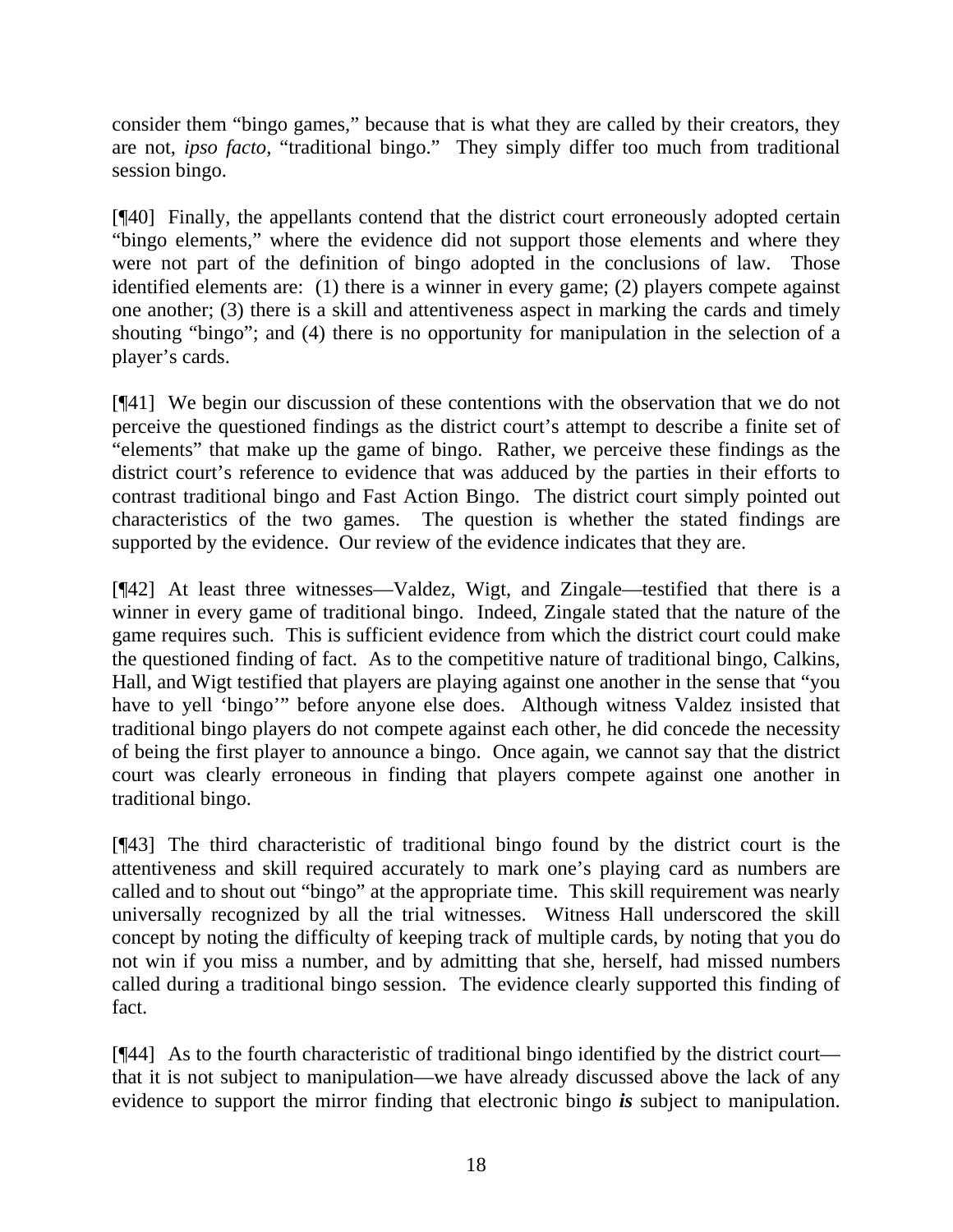consider them "bingo games," because that is what they are called by their creators, they are not, *ipso facto*, "traditional bingo." They simply differ too much from traditional session bingo.

[¶40] Finally, the appellants contend that the district court erroneously adopted certain "bingo elements," where the evidence did not support those elements and where they were not part of the definition of bingo adopted in the conclusions of law. Those identified elements are: (1) there is a winner in every game; (2) players compete against one another; (3) there is a skill and attentiveness aspect in marking the cards and timely shouting "bingo"; and (4) there is no opportunity for manipulation in the selection of a player's cards.

[¶41] We begin our discussion of these contentions with the observation that we do not perceive the questioned findings as the district court's attempt to describe a finite set of "elements" that make up the game of bingo. Rather, we perceive these findings as the district court's reference to evidence that was adduced by the parties in their efforts to contrast traditional bingo and Fast Action Bingo. The district court simply pointed out characteristics of the two games. The question is whether the stated findings are supported by the evidence. Our review of the evidence indicates that they are.

[¶42] At least three witnesses—Valdez, Wigt, and Zingale—testified that there is a winner in every game of traditional bingo. Indeed, Zingale stated that the nature of the game requires such. This is sufficient evidence from which the district court could make the questioned finding of fact. As to the competitive nature of traditional bingo, Calkins, Hall, and Wigt testified that players are playing against one another in the sense that "you have to yell 'bingo'" before anyone else does. Although witness Valdez insisted that traditional bingo players do not compete against each other, he did concede the necessity of being the first player to announce a bingo. Once again, we cannot say that the district court was clearly erroneous in finding that players compete against one another in traditional bingo.

[¶43] The third characteristic of traditional bingo found by the district court is the attentiveness and skill required accurately to mark one's playing card as numbers are called and to shout out "bingo" at the appropriate time. This skill requirement was nearly universally recognized by all the trial witnesses. Witness Hall underscored the skill concept by noting the difficulty of keeping track of multiple cards, by noting that you do not win if you miss a number, and by admitting that she, herself, had missed numbers called during a traditional bingo session. The evidence clearly supported this finding of fact.

[¶44] As to the fourth characteristic of traditional bingo identified by the district court—that it is not subject to manipulation—we have already discussed above the lack of any evidence to support the mirror finding that electronic bingo ***is*** subject to manipulation.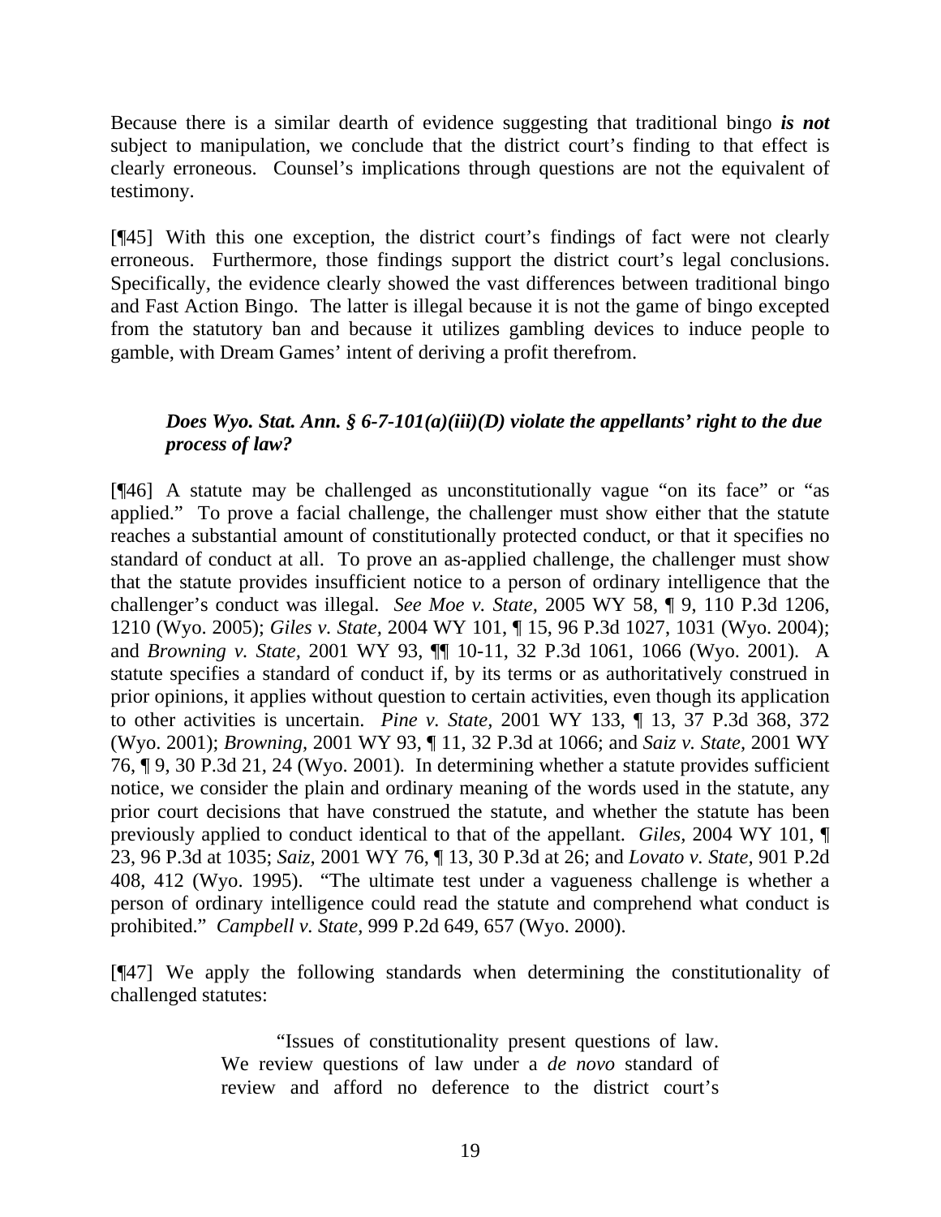Because there is a similar dearth of evidence suggesting that traditional bingo ***is not*** subject to manipulation, we conclude that the district court's finding to that effect is clearly erroneous. Counsel's implications through questions are not the equivalent of testimony.

[¶45] With this one exception, the district court's findings of fact were not clearly erroneous. Furthermore, those findings support the district court's legal conclusions. Specifically, the evidence clearly showed the vast differences between traditional bingo and Fast Action Bingo. The latter is illegal because it is not the game of bingo excepted from the statutory ban and because it utilizes gambling devices to induce people to gamble, with Dream Games' intent of deriving a profit therefrom.

***Does Wyo. Stat. Ann. § 6-7-101(a)(iii)(D) violate the appellants' right to the due process of law?***

[¶46] A statute may be challenged as unconstitutionally vague "on its face" or "as applied." To prove a facial challenge, the challenger must show either that the statute reaches a substantial amount of constitutionally protected conduct, or that it specifies no standard of conduct at all. To prove an as-applied challenge, the challenger must show that the statute provides insufficient notice to a person of ordinary intelligence that the challenger's conduct was illegal. *See Moe v. State*, 2005 WY 58, ¶ 9, 110 P.3d 1206, 1210 (Wyo. 2005); *Giles v. State,* 2004 WY 101, ¶ 15, 96 P.3d 1027, 1031 (Wyo. 2004); and *Browning v. State*, 2001 WY 93, ¶¶ 10-11, 32 P.3d 1061, 1066 (Wyo. 2001). A statute specifies a standard of conduct if, by its terms or as authoritatively construed in prior opinions, it applies without question to certain activities, even though its application to other activities is uncertain. *Pine v. State*, 2001 WY 133, ¶ 13, 37 P.3d 368, 372 (Wyo. 2001); *Browning*, 2001 WY 93, ¶ 11, 32 P.3d at 1066; and *Saiz v. State*, 2001 WY 76, ¶ 9, 30 P.3d 21, 24 (Wyo. 2001). In determining whether a statute provides sufficient notice, we consider the plain and ordinary meaning of the words used in the statute, any prior court decisions that have construed the statute, and whether the statute has been previously applied to conduct identical to that of the appellant. *Giles*, 2004 WY 101, ¶ 23, 96 P.3d at 1035; *Saiz,* 2001 WY 76, ¶ 13, 30 P.3d at 26; and *Lovato v. State,* 901 P.2d 408, 412 (Wyo. 1995). "The ultimate test under a vagueness challenge is whether a person of ordinary intelligence could read the statute and comprehend what conduct is prohibited." *Campbell v. State,* 999 P.2d 649, 657 (Wyo. 2000).

[¶47] We apply the following standards when determining the constitutionality of challenged statutes:

> "Issues of constitutionality present questions of law. We review questions of law under a *de novo* standard of review and afford no deference to the district court's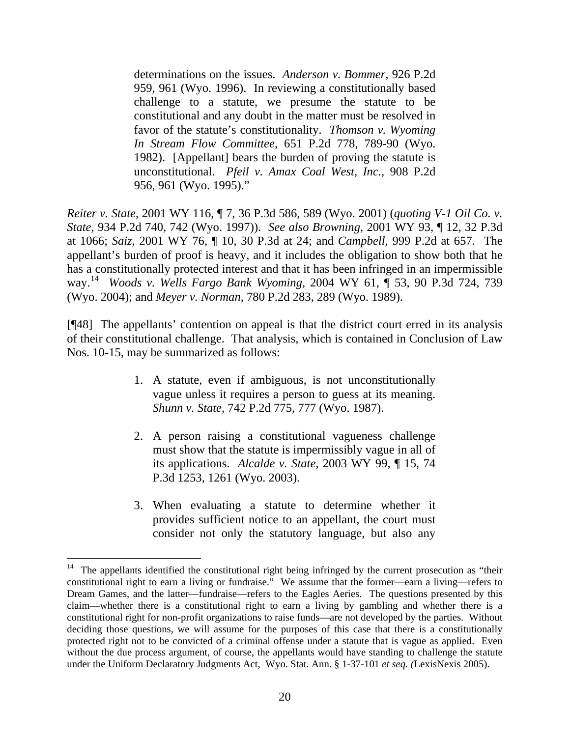> determinations on the issues. *Anderson v. Bommer*, 926 P.2d 959, 961 (Wyo. 1996). In reviewing a constitutionally based challenge to a statute, we presume the statute to be constitutional and any doubt in the matter must be resolved in favor of the statute's constitutionality. *Thomson v. Wyoming In Stream Flow Committee*, 651 P.2d 778, 789-90 (Wyo. 1982). [Appellant] bears the burden of proving the statute is unconstitutional. *Pfeil v. Amax Coal West, Inc.*, 908 P.2d 956, 961 (Wyo. 1995)."

*Reiter v. State*, 2001 WY 116, ¶ 7, 36 P.3d 586, 589 (Wyo. 2001) (*quoting V-1 Oil Co. v. State*, 934 P.2d 740, 742 (Wyo. 1997)). *See also Browning*, 2001 WY 93, ¶ 12, 32 P.3d at 1066; *Saiz*, 2001 WY 76, ¶ 10, 30 P.3d at 24; and *Campbell*, 999 P.2d at 657. The appellant's burden of proof is heavy, and it includes the obligation to show both that he has a constitutionally protected interest and that it has been infringed in an impermissible way.[14] *Woods v. Wells Fargo Bank Wyoming*, 2004 WY 61, ¶ 53, 90 P.3d 724, 739 (Wyo. 2004); and *Meyer v. Norman*, 780 P.2d 283, 289 (Wyo. 1989).

[¶48] The appellants' contention on appeal is that the district court erred in its analysis of their constitutional challenge. That analysis, which is contained in Conclusion of Law Nos. 10-15, may be summarized as follows:

> 1. A statute, even if ambiguous, is not unconstitutionally vague unless it requires a person to guess at its meaning. *Shunn v. State*, 742 P.2d 775, 777 (Wyo. 1987).
>
> 2. A person raising a constitutional vagueness challenge must show that the statute is impermissibly vague in all of its applications. *Alcalde v. State*, 2003 WY 99, ¶ 15, 74 P.3d 1253, 1261 (Wyo. 2003).
>
> 3. When evaluating a statute to determine whether it provides sufficient notice to an appellant, the court must consider not only the statutory language, but also any

---

[14] The appellants identified the constitutional right being infringed by the current prosecution as "their constitutional right to earn a living or fundraise." We assume that the former—earn a living—refers to Dream Games, and the latter—fundraise—refers to the Eagles Aeries. The questions presented by this claim—whether there is a constitutional right to earn a living by gambling and whether there is a constitutional right for non-profit organizations to raise funds—are not developed by the parties. Without deciding those questions, we will assume for the purposes of this case that there is a constitutionally protected right not to be convicted of a criminal offense under a statute that is vague as applied. Even without the due process argument, of course, the appellants would have standing to challenge the statute under the Uniform Declaratory Judgments Act, Wyo. Stat. Ann. § 1-37-101 *et seq. (*LexisNexis 2005).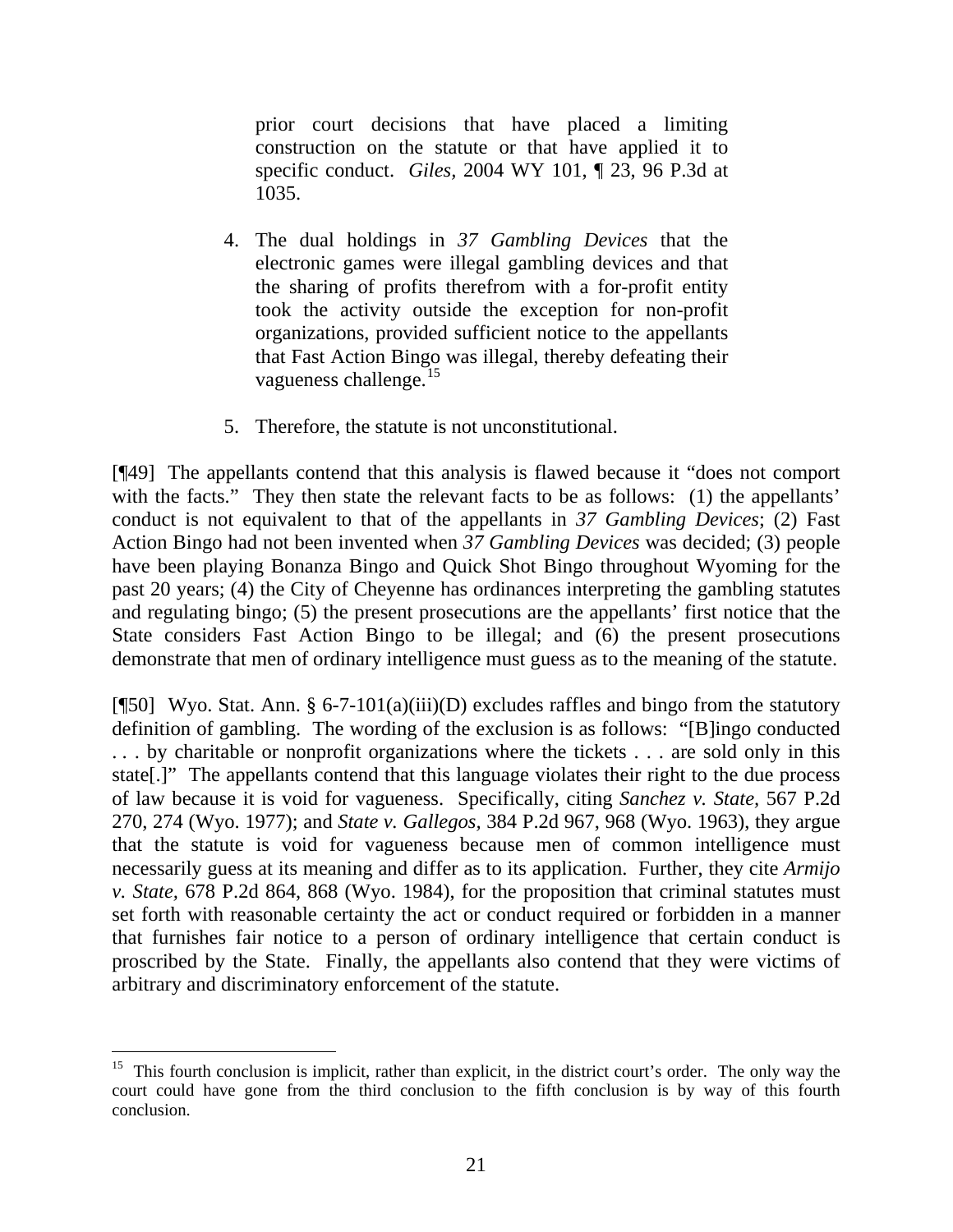prior court decisions that have placed a limiting construction on the statute or that have applied it to specific conduct. *Giles,* 2004 WY 101, ¶ 23, 96 P.3d at 1035.

4. The dual holdings in *37 Gambling Devices* that the electronic games were illegal gambling devices and that the sharing of profits therefrom with a for-profit entity took the activity outside the exception for non-profit organizations, provided sufficient notice to the appellants that Fast Action Bingo was illegal, thereby defeating their vagueness challenge.[15]

5. Therefore, the statute is not unconstitutional.

[¶49] The appellants contend that this analysis is flawed because it "does not comport with the facts." They then state the relevant facts to be as follows: (1) the appellants' conduct is not equivalent to that of the appellants in *37 Gambling Devices*; (2) Fast Action Bingo had not been invented when *37 Gambling Devices* was decided; (3) people have been playing Bonanza Bingo and Quick Shot Bingo throughout Wyoming for the past 20 years; (4) the City of Cheyenne has ordinances interpreting the gambling statutes and regulating bingo; (5) the present prosecutions are the appellants' first notice that the State considers Fast Action Bingo to be illegal; and (6) the present prosecutions demonstrate that men of ordinary intelligence must guess as to the meaning of the statute.

[¶50] Wyo. Stat. Ann. § 6-7-101(a)(iii)(D) excludes raffles and bingo from the statutory definition of gambling. The wording of the exclusion is as follows: "[B]ingo conducted . . . by charitable or nonprofit organizations where the tickets . . . are sold only in this state[.]" The appellants contend that this language violates their right to the due process of law because it is void for vagueness. Specifically, citing *Sanchez v. State,* 567 P.2d 270, 274 (Wyo. 1977); and *State v. Gallegos,* 384 P.2d 967, 968 (Wyo. 1963), they argue that the statute is void for vagueness because men of common intelligence must necessarily guess at its meaning and differ as to its application. Further, they cite *Armijo v. State,* 678 P.2d 864, 868 (Wyo. 1984), for the proposition that criminal statutes must set forth with reasonable certainty the act or conduct required or forbidden in a manner that furnishes fair notice to a person of ordinary intelligence that certain conduct is proscribed by the State. Finally, the appellants also contend that they were victims of arbitrary and discriminatory enforcement of the statute.

---

[15] This fourth conclusion is implicit, rather than explicit, in the district court's order. The only way the court could have gone from the third conclusion to the fifth conclusion is by way of this fourth conclusion.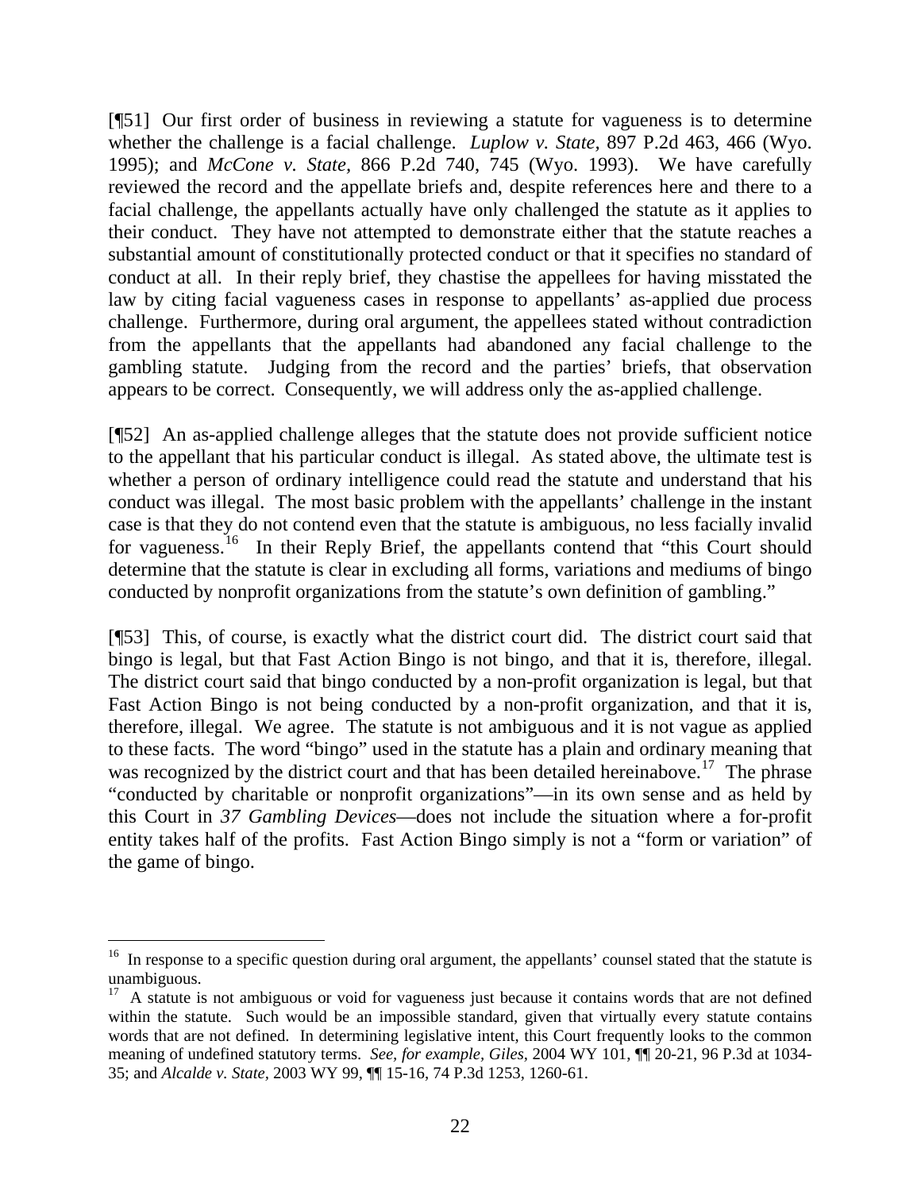[¶51] Our first order of business in reviewing a statute for vagueness is to determine whether the challenge is a facial challenge. *Luplow v. State,* 897 P.2d 463, 466 (Wyo. 1995); and *McCone v. State*, 866 P.2d 740, 745 (Wyo. 1993). We have carefully reviewed the record and the appellate briefs and, despite references here and there to a facial challenge, the appellants actually have only challenged the statute as it applies to their conduct. They have not attempted to demonstrate either that the statute reaches a substantial amount of constitutionally protected conduct or that it specifies no standard of conduct at all. In their reply brief, they chastise the appellees for having misstated the law by citing facial vagueness cases in response to appellants' as-applied due process challenge. Furthermore, during oral argument, the appellees stated without contradiction from the appellants that the appellants had abandoned any facial challenge to the gambling statute. Judging from the record and the parties' briefs, that observation appears to be correct. Consequently, we will address only the as-applied challenge.

[¶52] An as-applied challenge alleges that the statute does not provide sufficient notice to the appellant that his particular conduct is illegal. As stated above, the ultimate test is whether a person of ordinary intelligence could read the statute and understand that his conduct was illegal. The most basic problem with the appellants' challenge in the instant case is that they do not contend even that the statute is ambiguous, no less facially invalid for vagueness.[16] In their Reply Brief, the appellants contend that "this Court should determine that the statute is clear in excluding all forms, variations and mediums of bingo conducted by nonprofit organizations from the statute's own definition of gambling."

[¶53] This, of course, is exactly what the district court did. The district court said that bingo is legal, but that Fast Action Bingo is not bingo, and that it is, therefore, illegal. The district court said that bingo conducted by a non-profit organization is legal, but that Fast Action Bingo is not being conducted by a non-profit organization, and that it is, therefore, illegal. We agree. The statute is not ambiguous and it is not vague as applied to these facts. The word "bingo" used in the statute has a plain and ordinary meaning that was recognized by the district court and that has been detailed hereinabove.[17] The phrase "conducted by charitable or nonprofit organizations"—in its own sense and as held by this Court in *37 Gambling Devices*—does not include the situation where a for-profit entity takes half of the profits. Fast Action Bingo simply is not a "form or variation" of the game of bingo.

---

[16] In response to a specific question during oral argument, the appellants' counsel stated that the statute is unambiguous.

[17] A statute is not ambiguous or void for vagueness just because it contains words that are not defined within the statute. Such would be an impossible standard, given that virtually every statute contains words that are not defined. In determining legislative intent, this Court frequently looks to the common meaning of undefined statutory terms. *See, for example, Giles,* 2004 WY 101, ¶¶ 20-21, 96 P.3d at 1034-35; and *Alcalde v. State*, 2003 WY 99, ¶¶ 15-16, 74 P.3d 1253, 1260-61.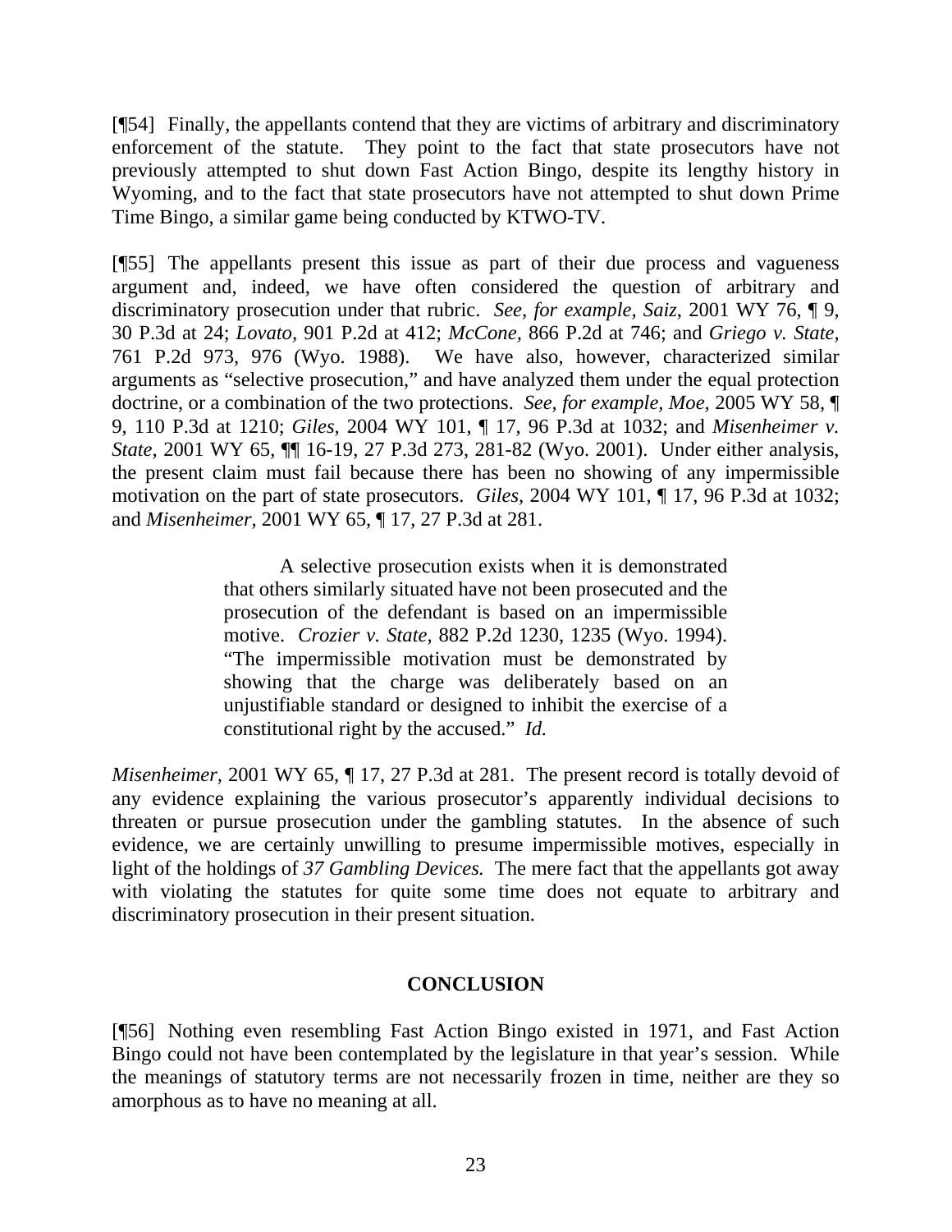[¶54] Finally, the appellants contend that they are victims of arbitrary and discriminatory enforcement of the statute. They point to the fact that state prosecutors have not previously attempted to shut down Fast Action Bingo, despite its lengthy history in Wyoming, and to the fact that state prosecutors have not attempted to shut down Prime Time Bingo, a similar game being conducted by KTWO-TV.

[¶55] The appellants present this issue as part of their due process and vagueness argument and, indeed, we have often considered the question of arbitrary and discriminatory prosecution under that rubric. *See, for example*, *Saiz*, 2001 WY 76, ¶ 9, 30 P.3d at 24; *Lovato*, 901 P.2d at 412; *McCone*, 866 P.2d at 746; and *Griego v. State*, 761 P.2d 973, 976 (Wyo. 1988). We have also, however, characterized similar arguments as "selective prosecution," and have analyzed them under the equal protection doctrine, or a combination of the two protections. *See, for example, Moe,* 2005 WY 58, ¶ 9, 110 P.3d at 1210; *Giles*, 2004 WY 101, ¶ 17, 96 P.3d at 1032; and *Misenheimer v. State*, 2001 WY 65, ¶¶ 16-19, 27 P.3d 273, 281-82 (Wyo. 2001). Under either analysis, the present claim must fail because there has been no showing of any impermissible motivation on the part of state prosecutors. *Giles,* 2004 WY 101, ¶ 17, 96 P.3d at 1032; and *Misenheimer,* 2001 WY 65, ¶ 17, 27 P.3d at 281.

> A selective prosecution exists when it is demonstrated that others similarly situated have not been prosecuted and the prosecution of the defendant is based on an impermissible motive. *Crozier v. State,* 882 P.2d 1230, 1235 (Wyo. 1994). "The impermissible motivation must be demonstrated by showing that the charge was deliberately based on an unjustifiable standard or designed to inhibit the exercise of a constitutional right by the accused." *Id.*

*Misenheimer*, 2001 WY 65, ¶ 17, 27 P.3d at 281. The present record is totally devoid of any evidence explaining the various prosecutor's apparently individual decisions to threaten or pursue prosecution under the gambling statutes. In the absence of such evidence, we are certainly unwilling to presume impermissible motives, especially in light of the holdings of *37 Gambling Devices.* The mere fact that the appellants got away with violating the statutes for quite some time does not equate to arbitrary and discriminatory prosecution in their present situation.

## CONCLUSION

[¶56] Nothing even resembling Fast Action Bingo existed in 1971, and Fast Action Bingo could not have been contemplated by the legislature in that year's session. While the meanings of statutory terms are not necessarily frozen in time, neither are they so amorphous as to have no meaning at all.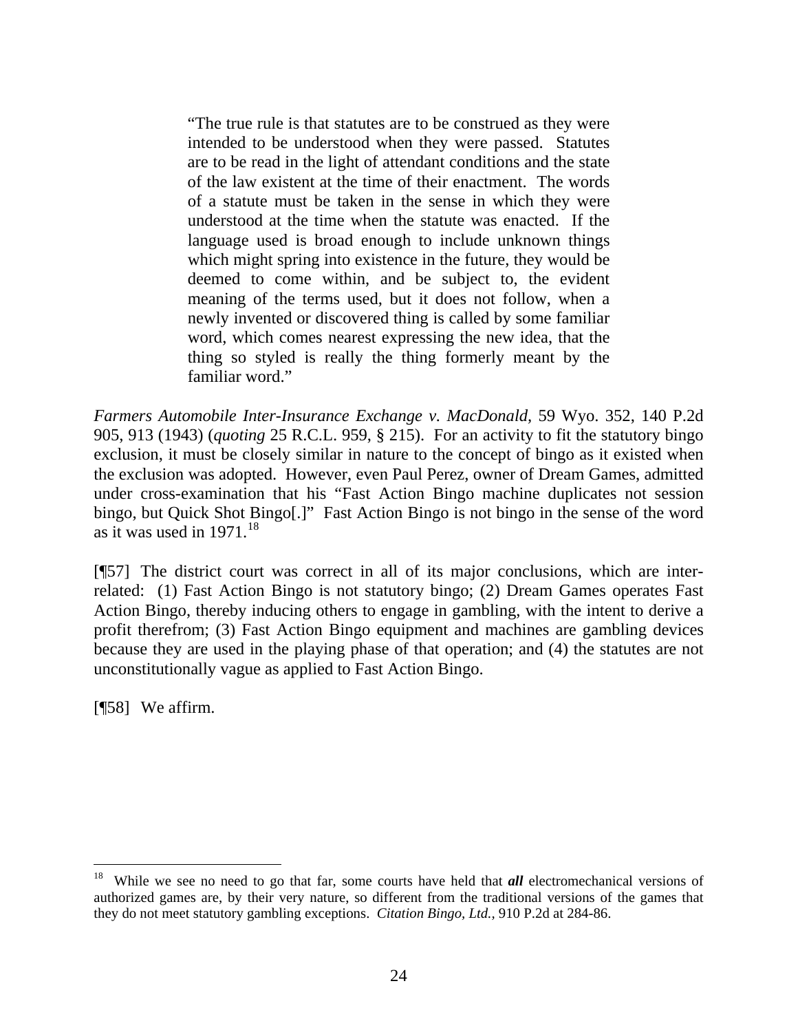> "The true rule is that statutes are to be construed as they were intended to be understood when they were passed. Statutes are to be read in the light of attendant conditions and the state of the law existent at the time of their enactment. The words of a statute must be taken in the sense in which they were understood at the time when the statute was enacted. If the language used is broad enough to include unknown things which might spring into existence in the future, they would be deemed to come within, and be subject to, the evident meaning of the terms used, but it does not follow, when a newly invented or discovered thing is called by some familiar word, which comes nearest expressing the new idea, that the thing so styled is really the thing formerly meant by the familiar word."

*Farmers Automobile Inter-Insurance Exchange v. MacDonald*, 59 Wyo. 352, 140 P.2d 905, 913 (1943) (*quoting* 25 R.C.L. 959, § 215). For an activity to fit the statutory bingo exclusion, it must be closely similar in nature to the concept of bingo as it existed when the exclusion was adopted. However, even Paul Perez, owner of Dream Games, admitted under cross-examination that his "Fast Action Bingo machine duplicates not session bingo, but Quick Shot Bingo[.]" Fast Action Bingo is not bingo in the sense of the word as it was used in 1971.[18]

[¶57] The district court was correct in all of its major conclusions, which are inter-related: (1) Fast Action Bingo is not statutory bingo; (2) Dream Games operates Fast Action Bingo, thereby inducing others to engage in gambling, with the intent to derive a profit therefrom; (3) Fast Action Bingo equipment and machines are gambling devices because they are used in the playing phase of that operation; and (4) the statutes are not unconstitutionally vague as applied to Fast Action Bingo.

[¶58] We affirm.

---

[18] While we see no need to go that far, some courts have held that ***all*** electromechanical versions of authorized games are, by their very nature, so different from the traditional versions of the games that they do not meet statutory gambling exceptions. *Citation Bingo, Ltd.*, 910 P.2d at 284-86.